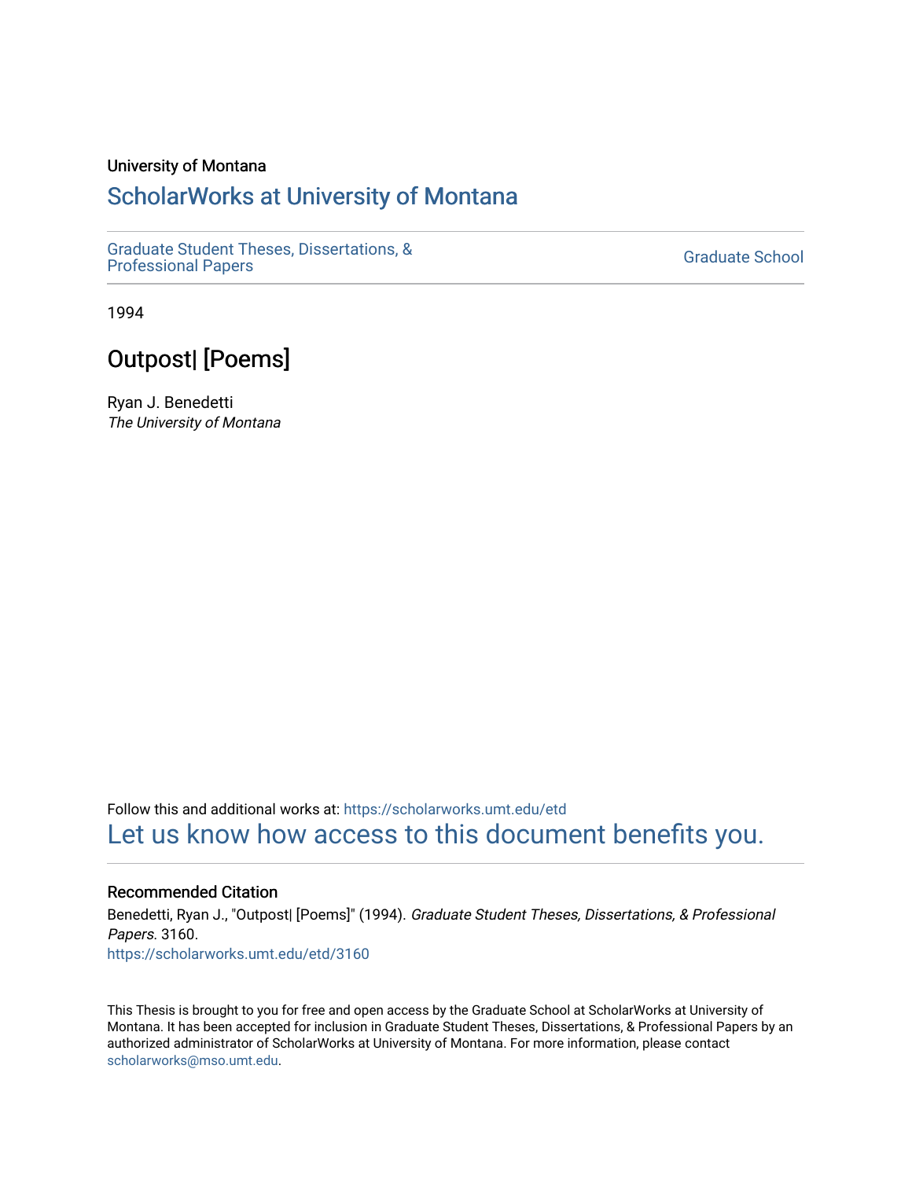University of Montana

# ScholarWorks at University of Montana

Graduate Student Theses, Dissertations, & Professional Papers

Graduate School

1994

## Outpost| [Poems]

Ryan J. Benedetti
*The University of Montana*

Follow this and additional works at: https://scholarworks.umt.edu/etd

Let us know how access to this document benefits you.

### Recommended Citation

Benedetti, Ryan J., "Outpost| [Poems]" (1994). *Graduate Student Theses, Dissertations, & Professional Papers*. 3160.
https://scholarworks.umt.edu/etd/3160

This Thesis is brought to you for free and open access by the Graduate School at ScholarWorks at University of Montana. It has been accepted for inclusion in Graduate Student Theses, Dissertations, & Professional Papers by an authorized administrator of ScholarWorks at University of Montana. For more information, please contact scholarworks@mso.umt.edu.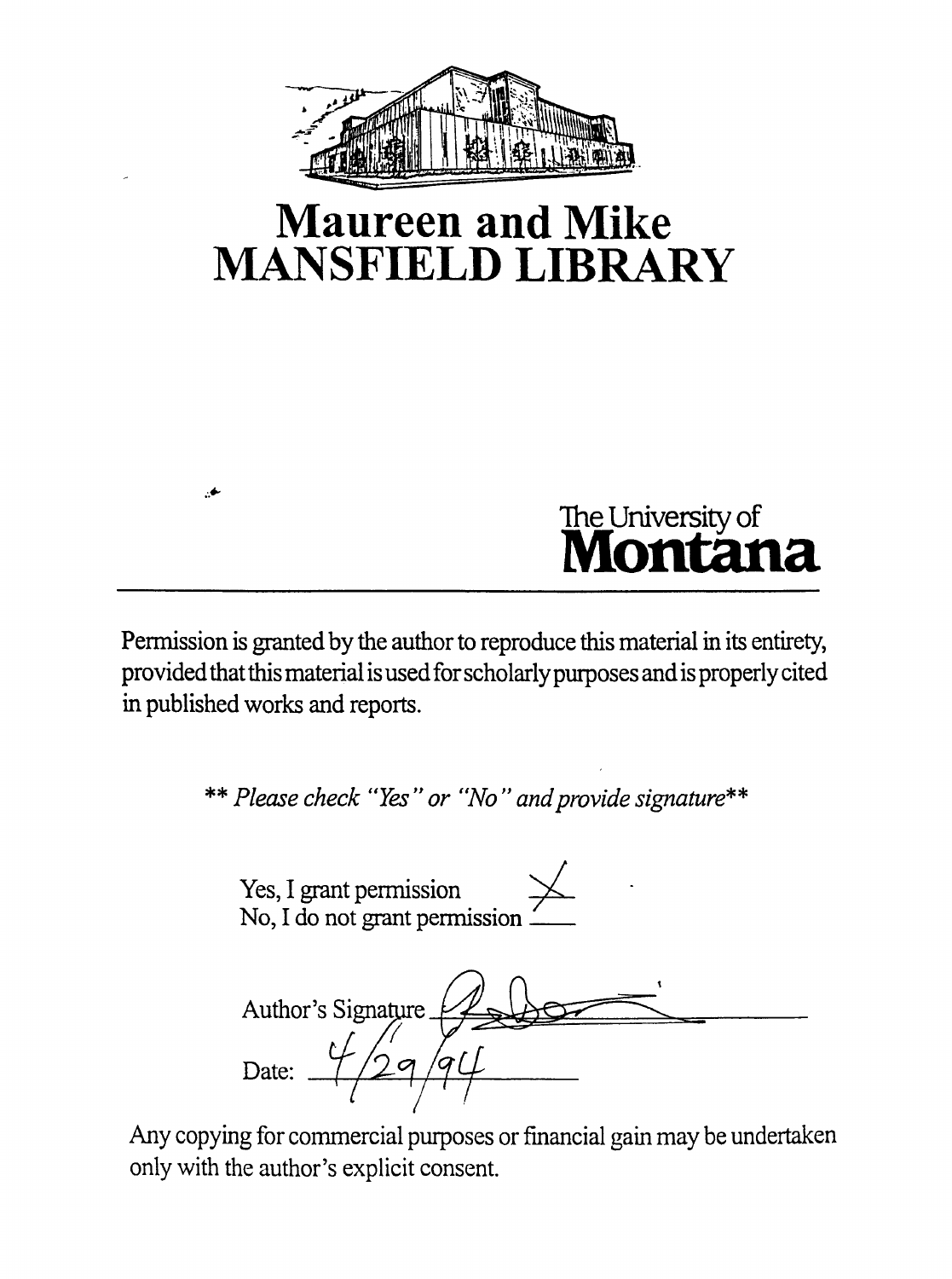# Maureen and Mike
# MANSFIELD LIBRARY

The University of
**Montana**

---

Permission is granted by the author to reproduce this material in its entirety, provided that this material is used for scholarly purposes and is properly cited in published works and reports.

*\*\* Please check "Yes" or "No" and provide signature\*\**

Yes, I grant permission X
No, I do not grant permission \_\_\_\_

Author's Signature \_\_\_\_\_\_\_\_\_\_\_\_\_\_\_\_

Date: 4/29/94

Any copying for commercial purposes or financial gain may be undertaken only with the author's explicit consent.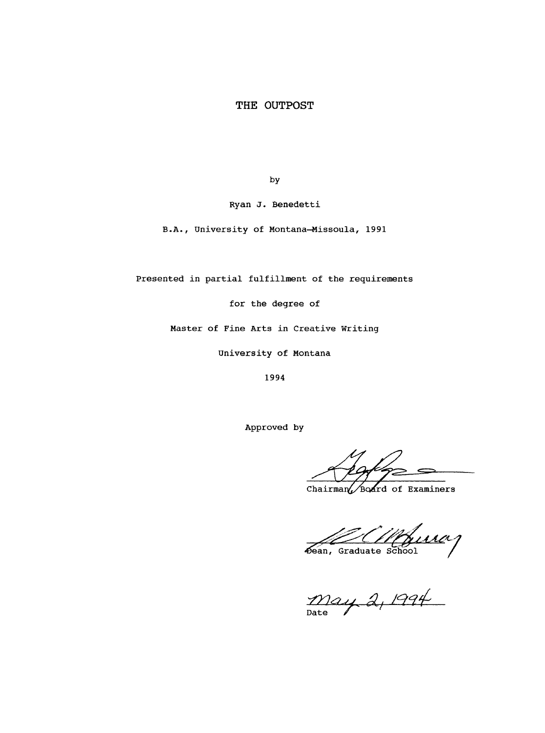# THE OUTPOST

by

Ryan J. Benedetti

B.A., University of Montana—Missoula, 1991

Presented in partial fulfillment of the requirements

for the degree of

Master of Fine Arts in Creative Writing

University of Montana

1994

Approved by

Chairman, Board of Examiners

Dean, Graduate School

May 2, 1994

Date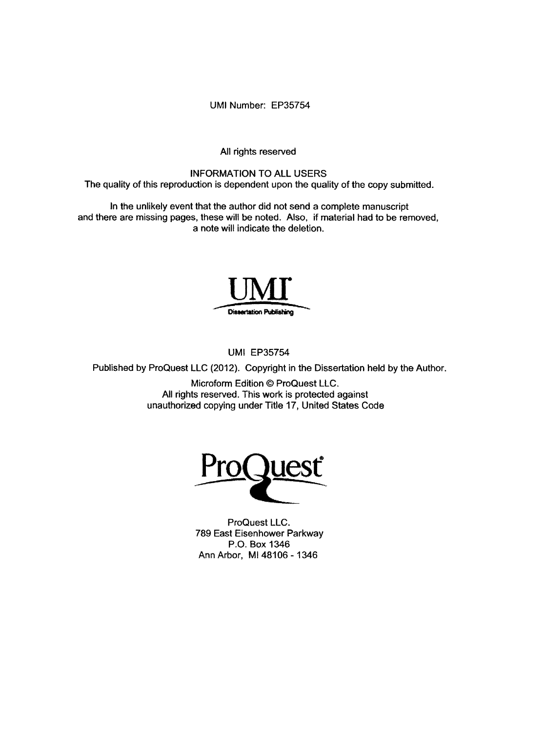UMI Number: EP35754

All rights reserved

INFORMATION TO ALL USERS
The quality of this reproduction is dependent upon the quality of the copy submitted.

In the unlikely event that the author did not send a complete manuscript and there are missing pages, these will be noted. Also, if material had to be removed, a note will indicate the deletion.

UMI
Dissertation Publishing

UMI EP35754

Published by ProQuest LLC (2012). Copyright in the Dissertation held by the Author.

Microform Edition © ProQuest LLC.
All rights reserved. This work is protected against unauthorized copying under Title 17, United States Code

ProQuest

ProQuest LLC.
789 East Eisenhower Parkway
P.O. Box 1346
Ann Arbor, MI 48106 - 1346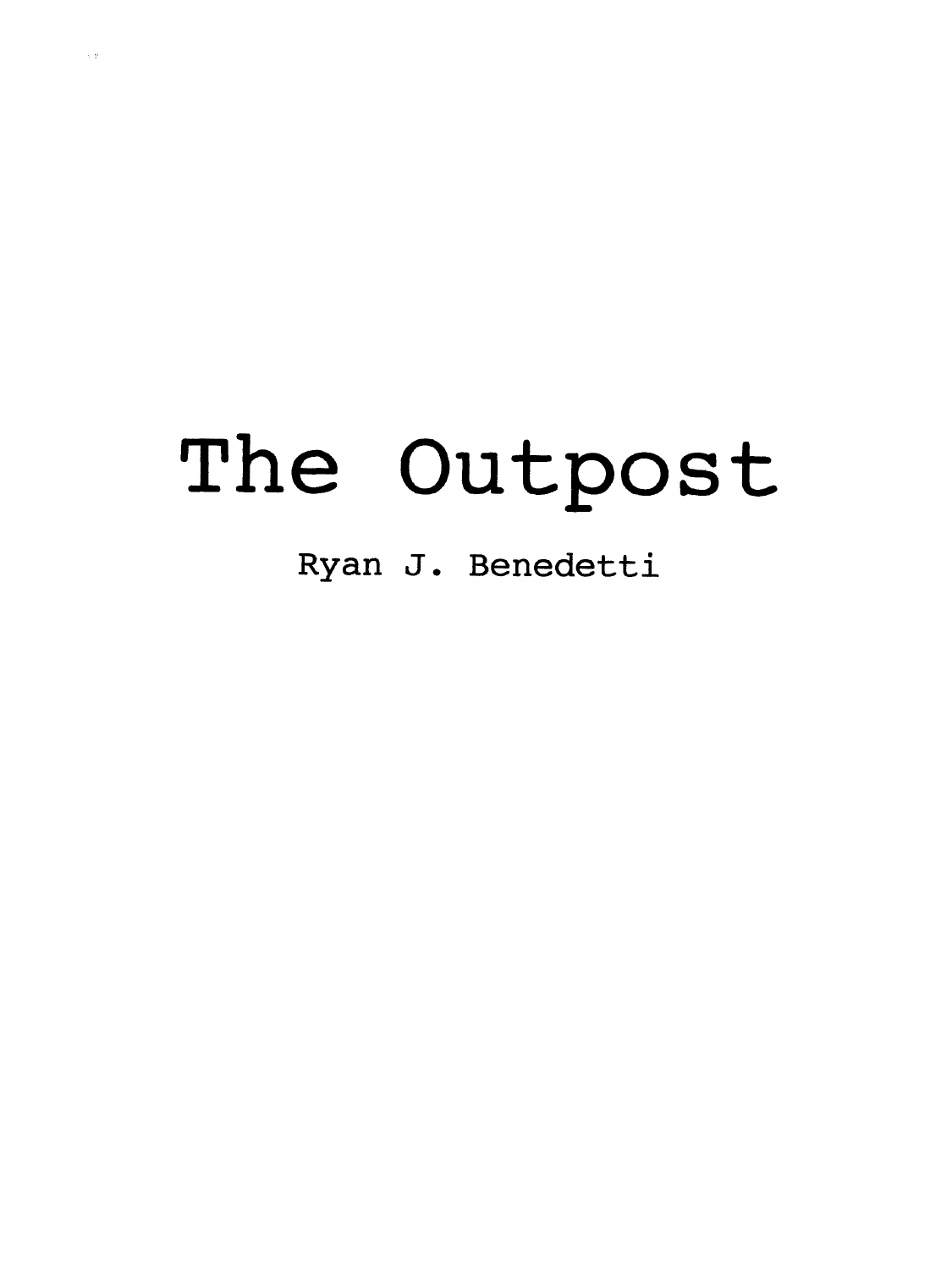# The Outpost

Ryan J. Benedetti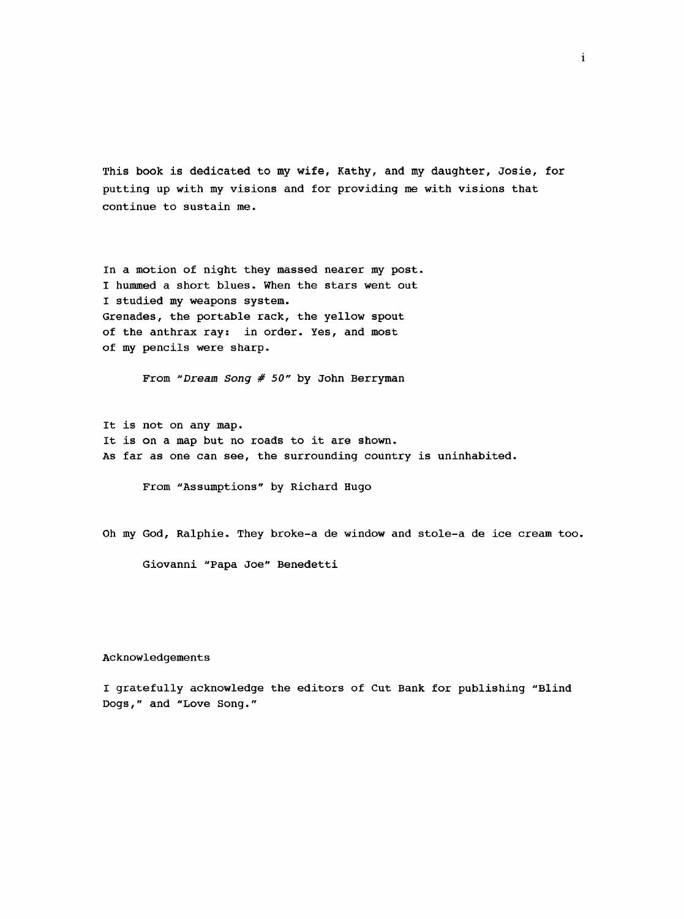This book is dedicated to my wife, Kathy, and my daughter, Josie, for putting up with my visions and for providing me with visions that continue to sustain me.

In a motion of night they massed nearer my post.  
I hummed a short blues. When the stars went out  
I studied my weapons system.  
Grenades, the portable rack, the yellow spout  
of the anthrax ray:  in order. Yes, and most  
of my pencils were sharp.

From "*Dream Song # 50*" by John Berryman

It is not on any map.  
It is on a map but no roads to it are shown.  
As far as one can see, the surrounding country is uninhabited.

From "Assumptions" by Richard Hugo

Oh my God, Ralphie. They broke-a de window and stole-a de ice cream too.

Giovanni "Papa Joe" Benedetti

Acknowledgements

I gratefully acknowledge the editors of Cut Bank for publishing "Blind Dogs," and "Love Song."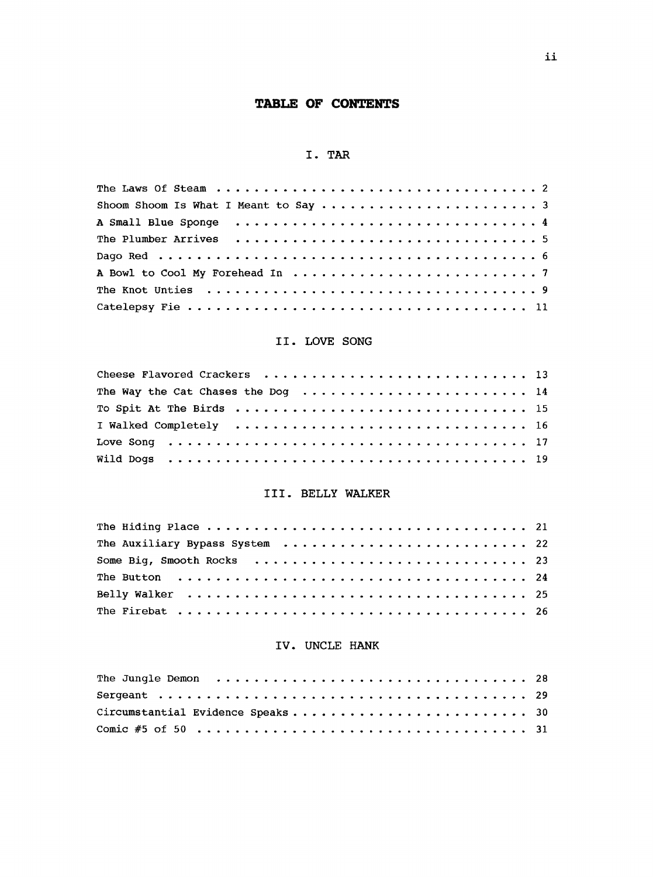# TABLE OF CONTENTS

## I. TAR

The Laws Of Steam . . . . . . . . . . . . . . . . . . . . . . . . . . . . . . . . 2
Shoom Shoom Is What I Meant to Say . . . . . . . . . . . . . . . . . . . . . . 3
A Small Blue Sponge . . . . . . . . . . . . . . . . . . . . . . . . . . . . . . 4
The Plumber Arrives . . . . . . . . . . . . . . . . . . . . . . . . . . . . . . 5
Dago Red . . . . . . . . . . . . . . . . . . . . . . . . . . . . . . . . . . . . 6
A Bowl to Cool My Forehead In . . . . . . . . . . . . . . . . . . . . . . . . . 7
The Knot Unties . . . . . . . . . . . . . . . . . . . . . . . . . . . . . . . . 9
Catelepsy Fie . . . . . . . . . . . . . . . . . . . . . . . . . . . . . . . . . 11

## II. LOVE SONG

Cheese Flavored Crackers . . . . . . . . . . . . . . . . . . . . . . . . . . . 13
The Way the Cat Chases the Dog . . . . . . . . . . . . . . . . . . . . . . . . 14
To Spit At The Birds . . . . . . . . . . . . . . . . . . . . . . . . . . . . . 15
I Walked Completely . . . . . . . . . . . . . . . . . . . . . . . . . . . . . . 16
Love Song . . . . . . . . . . . . . . . . . . . . . . . . . . . . . . . . . . . 17
Wild Dogs . . . . . . . . . . . . . . . . . . . . . . . . . . . . . . . . . . . 19

## III. BELLY WALKER

The Hiding Place . . . . . . . . . . . . . . . . . . . . . . . . . . . . . . . 21
The Auxiliary Bypass System . . . . . . . . . . . . . . . . . . . . . . . . . . 22
Some Big, Smooth Rocks . . . . . . . . . . . . . . . . . . . . . . . . . . . . 23
The Button . . . . . . . . . . . . . . . . . . . . . . . . . . . . . . . . . . 24
Belly Walker . . . . . . . . . . . . . . . . . . . . . . . . . . . . . . . . . 25
The Firebat . . . . . . . . . . . . . . . . . . . . . . . . . . . . . . . . . . 26

## IV. UNCLE HANK

The Jungle Demon . . . . . . . . . . . . . . . . . . . . . . . . . . . . . . . 28
Sergeant . . . . . . . . . . . . . . . . . . . . . . . . . . . . . . . . . . . 29
Circumstantial Evidence Speaks . . . . . . . . . . . . . . . . . . . . . . . . 30
Comic #5 of 50 . . . . . . . . . . . . . . . . . . . . . . . . . . . . . . . . 31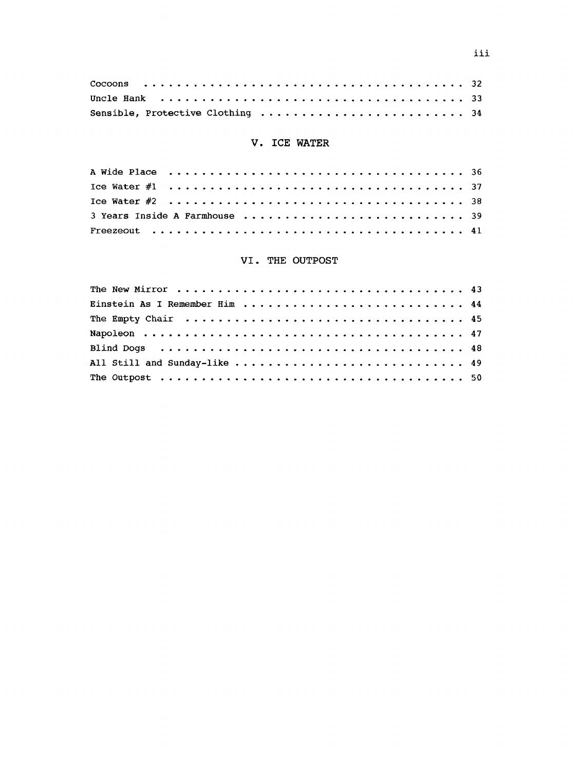Cocoons . . . . . . . . . . . . . . . . . . . . . . . . . . . . . . . . . 32
Uncle Hank . . . . . . . . . . . . . . . . . . . . . . . . . . . . . . . 33
Sensible, Protective Clothing . . . . . . . . . . . . . . . . . . . . . . 34

## V. ICE WATER

A Wide Place . . . . . . . . . . . . . . . . . . . . . . . . . . . . . . 36
Ice Water #1 . . . . . . . . . . . . . . . . . . . . . . . . . . . . . . 37
Ice Water #2 . . . . . . . . . . . . . . . . . . . . . . . . . . . . . . 38
3 Years Inside A Farmhouse . . . . . . . . . . . . . . . . . . . . . . . 39
Freezeout . . . . . . . . . . . . . . . . . . . . . . . . . . . . . . . . 41

## VI. THE OUTPOST

The New Mirror . . . . . . . . . . . . . . . . . . . . . . . . . . . . . 43
Einstein As I Remember Him . . . . . . . . . . . . . . . . . . . . . . . 44
The Empty Chair . . . . . . . . . . . . . . . . . . . . . . . . . . . . . 45
Napoleon . . . . . . . . . . . . . . . . . . . . . . . . . . . . . . . . . 47
Blind Dogs . . . . . . . . . . . . . . . . . . . . . . . . . . . . . . . . 48
All Still and Sunday-like . . . . . . . . . . . . . . . . . . . . . . . . 49
The Outpost . . . . . . . . . . . . . . . . . . . . . . . . . . . . . . . 50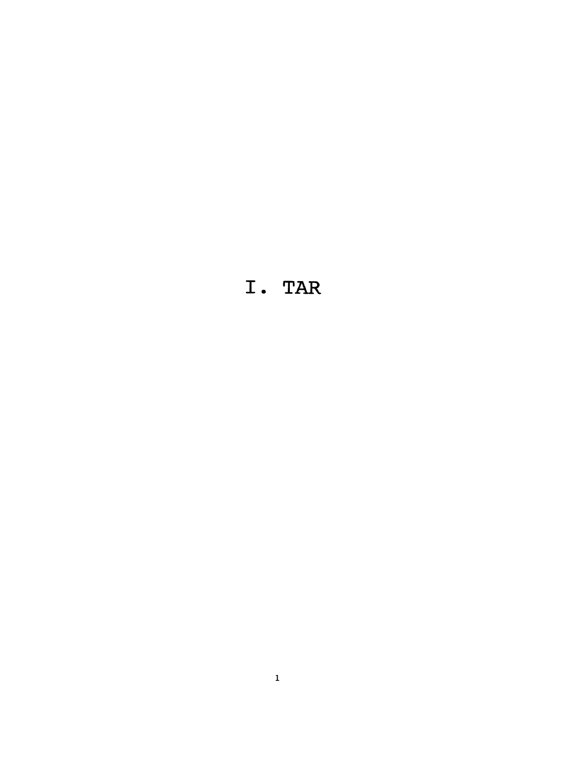# I. TAR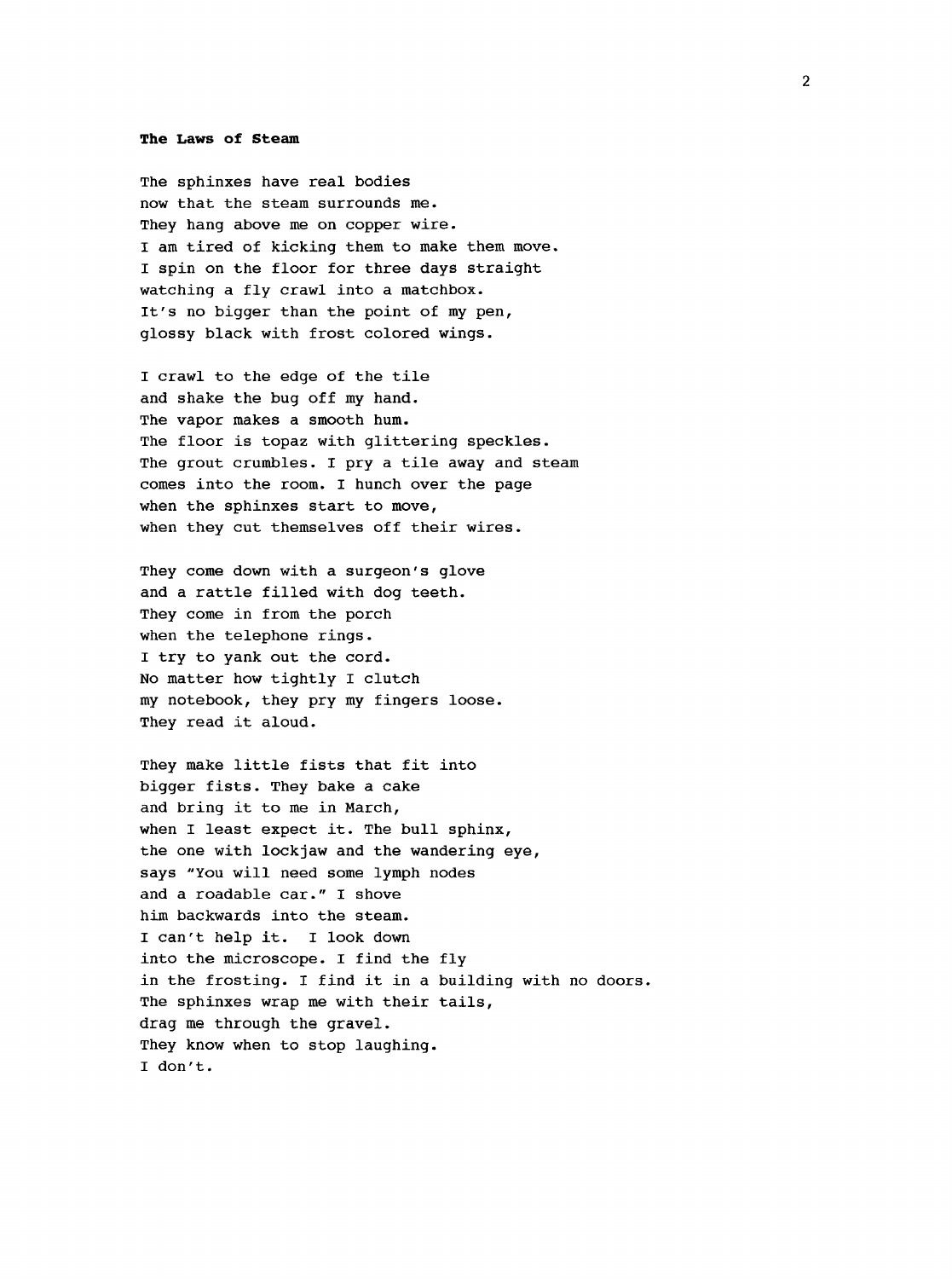**The Laws of Steam**

The sphinxes have real bodies
now that the steam surrounds me.
They hang above me on copper wire.
I am tired of kicking them to make them move.
I spin on the floor for three days straight
watching a fly crawl into a matchbox.
It's no bigger than the point of my pen,
glossy black with frost colored wings.

I crawl to the edge of the tile
and shake the bug off my hand.
The vapor makes a smooth hum.
The floor is topaz with glittering speckles.
The grout crumbles. I pry a tile away and steam
comes into the room. I hunch over the page
when the sphinxes start to move,
when they cut themselves off their wires.

They come down with a surgeon's glove
and a rattle filled with dog teeth.
They come in from the porch
when the telephone rings.
I try to yank out the cord.
No matter how tightly I clutch
my notebook, they pry my fingers loose.
They read it aloud.

They make little fists that fit into
bigger fists. They bake a cake
and bring it to me in March,
when I least expect it. The bull sphinx,
the one with lockjaw and the wandering eye,
says "You will need some lymph nodes
and a roadable car." I shove
him backwards into the steam.
I can't help it. I look down
into the microscope. I find the fly
in the frosting. I find it in a building with no doors.
The sphinxes wrap me with their tails,
drag me through the gravel.
They know when to stop laughing.
I don't.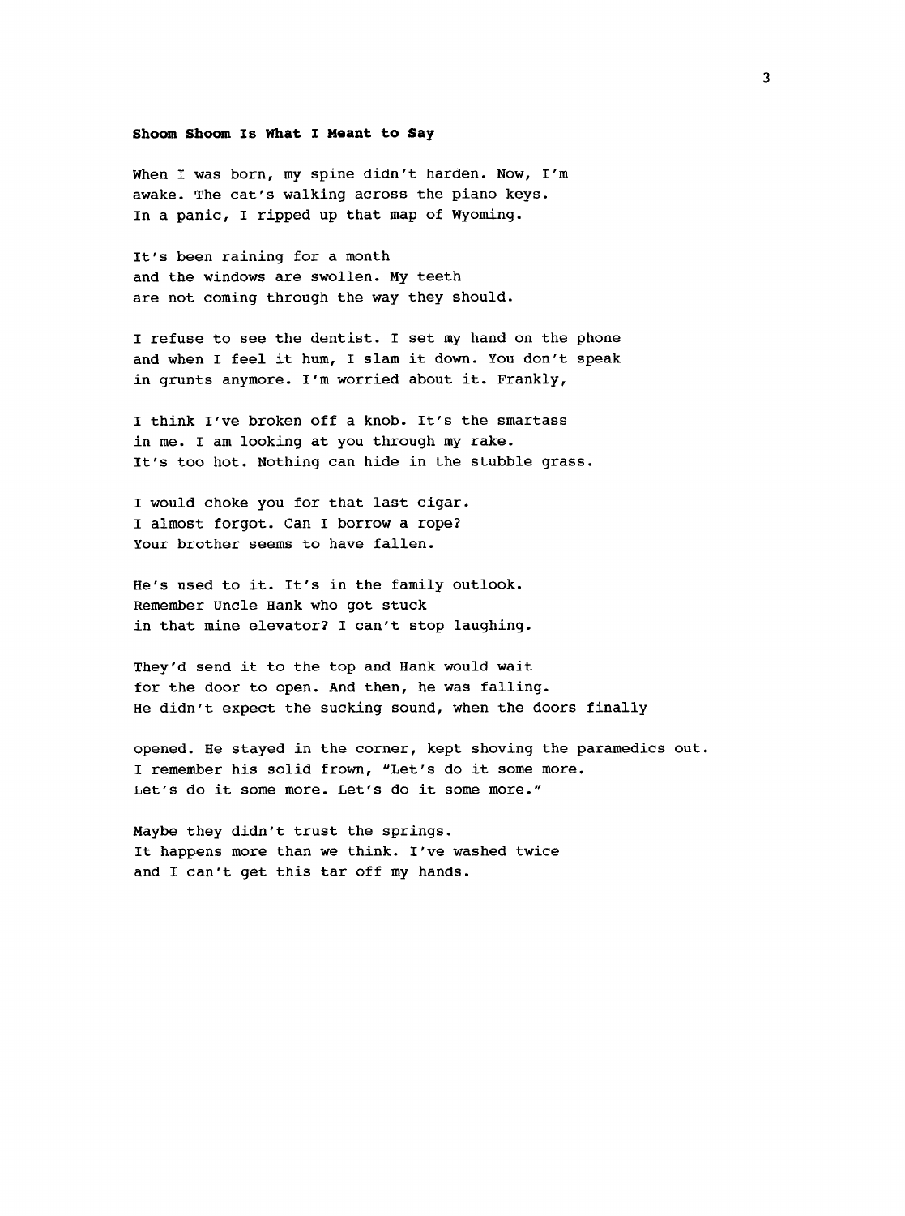**Shoom Shoom Is What I Meant to Say**

When I was born, my spine didn't harden. Now, I'm
awake. The cat's walking across the piano keys.
In a panic, I ripped up that map of Wyoming.

It's been raining for a month
and the windows are swollen. My teeth
are not coming through the way they should.

I refuse to see the dentist. I set my hand on the phone
and when I feel it hum, I slam it down. You don't speak
in grunts anymore. I'm worried about it. Frankly,

I think I've broken off a knob. It's the smartass
in me. I am looking at you through my rake.
It's too hot. Nothing can hide in the stubble grass.

I would choke you for that last cigar.
I almost forgot. Can I borrow a rope?
Your brother seems to have fallen.

He's used to it. It's in the family outlook.
Remember Uncle Hank who got stuck
in that mine elevator? I can't stop laughing.

They'd send it to the top and Hank would wait
for the door to open. And then, he was falling.
He didn't expect the sucking sound, when the doors finally

opened. He stayed in the corner, kept shoving the paramedics out.
I remember his solid frown, "Let's do it some more.
Let's do it some more. Let's do it some more."

Maybe they didn't trust the springs.
It happens more than we think. I've washed twice
and I can't get this tar off my hands.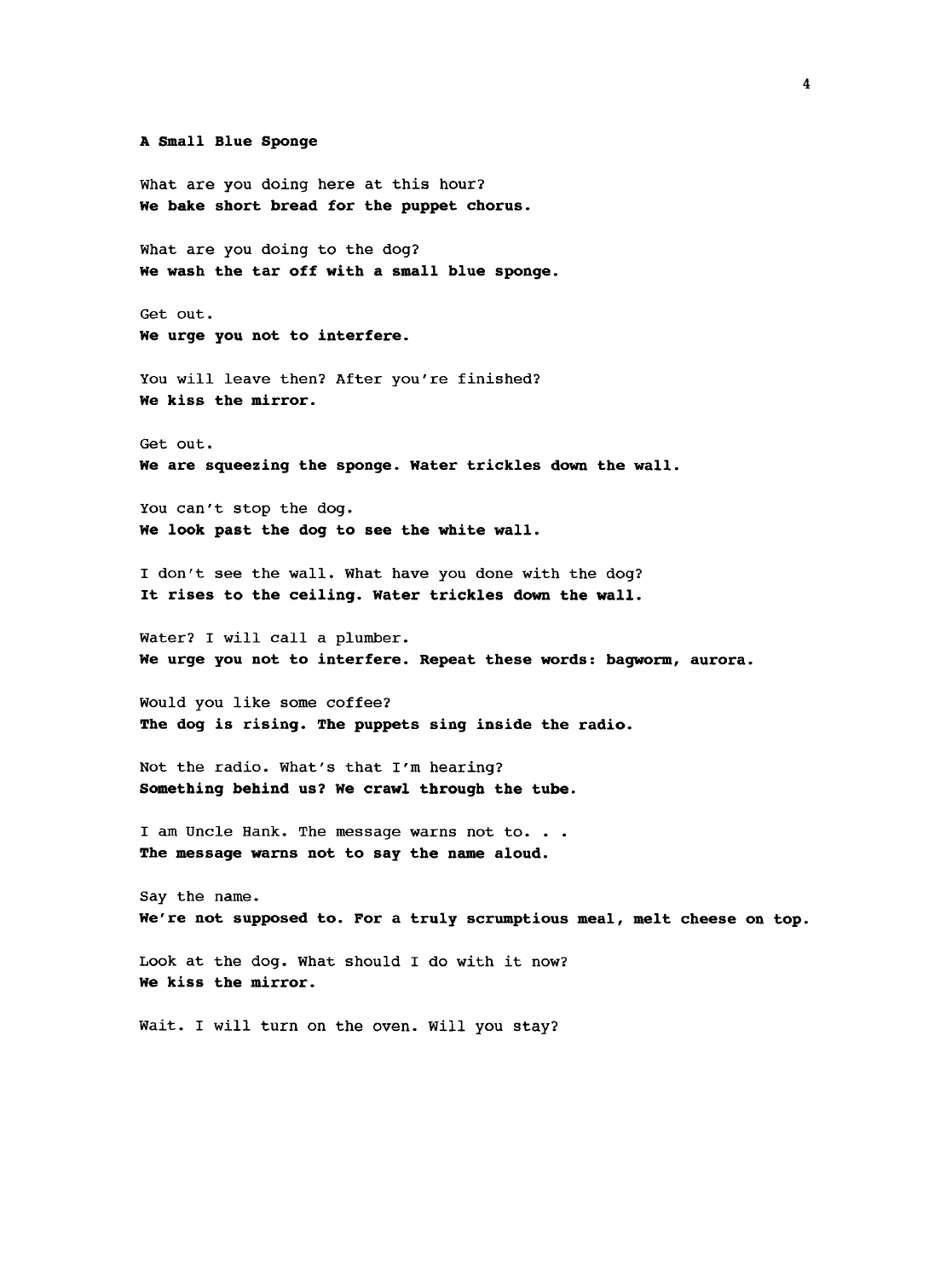**A Small Blue Sponge**

What are you doing here at this hour?
**We bake short bread for the puppet chorus.**

What are you doing to the dog?
**We wash the tar off with a small blue sponge.**

Get out.
**We urge you not to interfere.**

You will leave then? After you're finished?
**We kiss the mirror.**

Get out.
**We are squeezing the sponge. Water trickles down the wall.**

You can't stop the dog.
**We look past the dog to see the white wall.**

I don't see the wall. What have you done with the dog?
**It rises to the ceiling. Water trickles down the wall.**

Water? I will call a plumber.
**We urge you not to interfere. Repeat these words: bagworm, aurora.**

Would you like some coffee?
**The dog is rising. The puppets sing inside the radio.**

Not the radio. What's that I'm hearing?
**Something behind us? We crawl through the tube.**

I am Uncle Hank. The message warns not to. . .
**The message warns not to say the name aloud.**

Say the name.
**We're not supposed to. For a truly scrumptious meal, melt cheese on top.**

Look at the dog. What should I do with it now?
**We kiss the mirror.**

Wait. I will turn on the oven. Will you stay?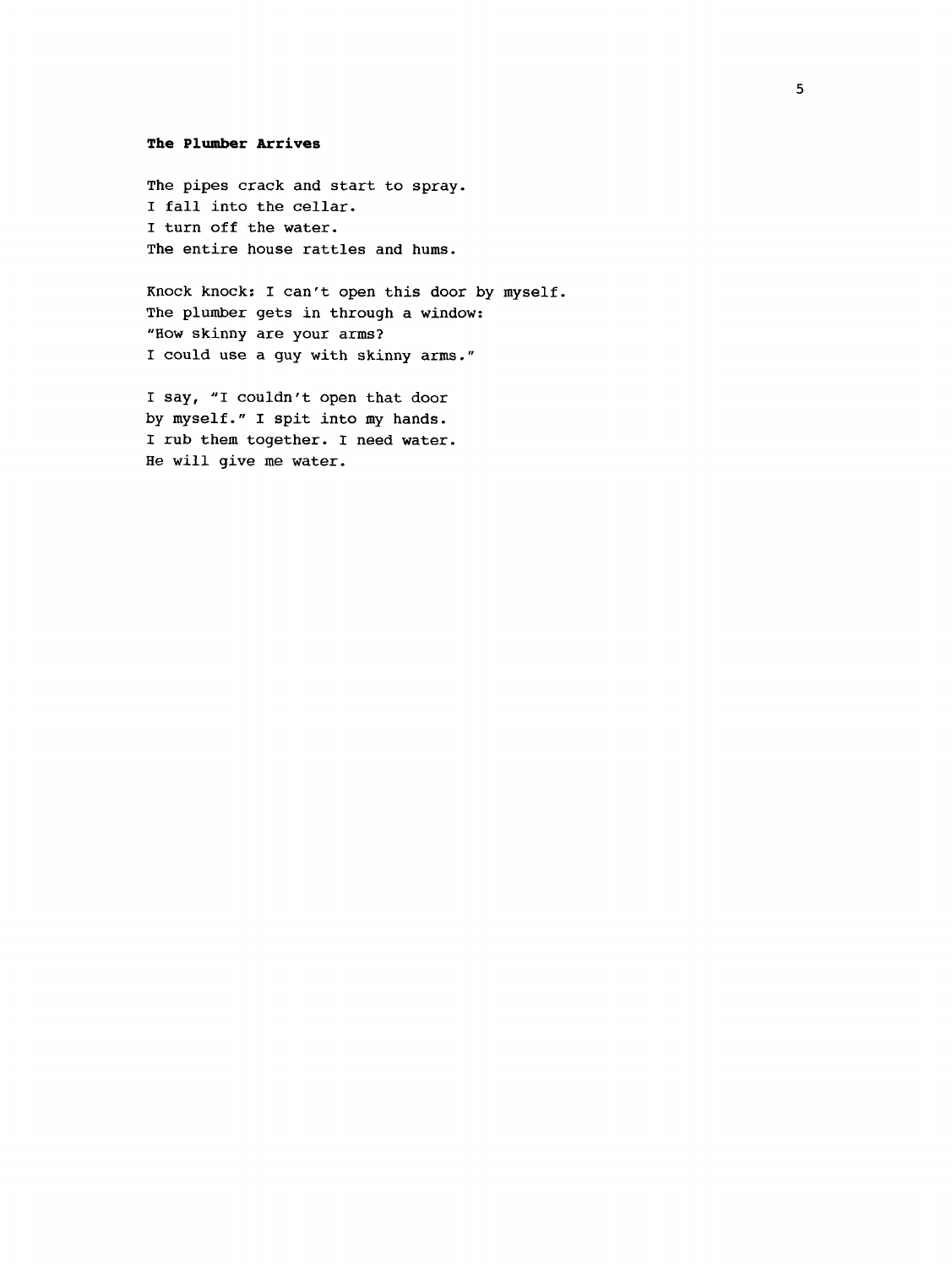**The Plumber Arrives**

The pipes crack and start to spray.  
I fall into the cellar.  
I turn off the water.  
The entire house rattles and hums.

Knock knock: I can't open this door by myself.  
The plumber gets in through a window:  
"How skinny are your arms?  
I could use a guy with skinny arms."

I say, "I couldn't open that door  
by myself." I spit into my hands.  
I rub them together. I need water.  
He will give me water.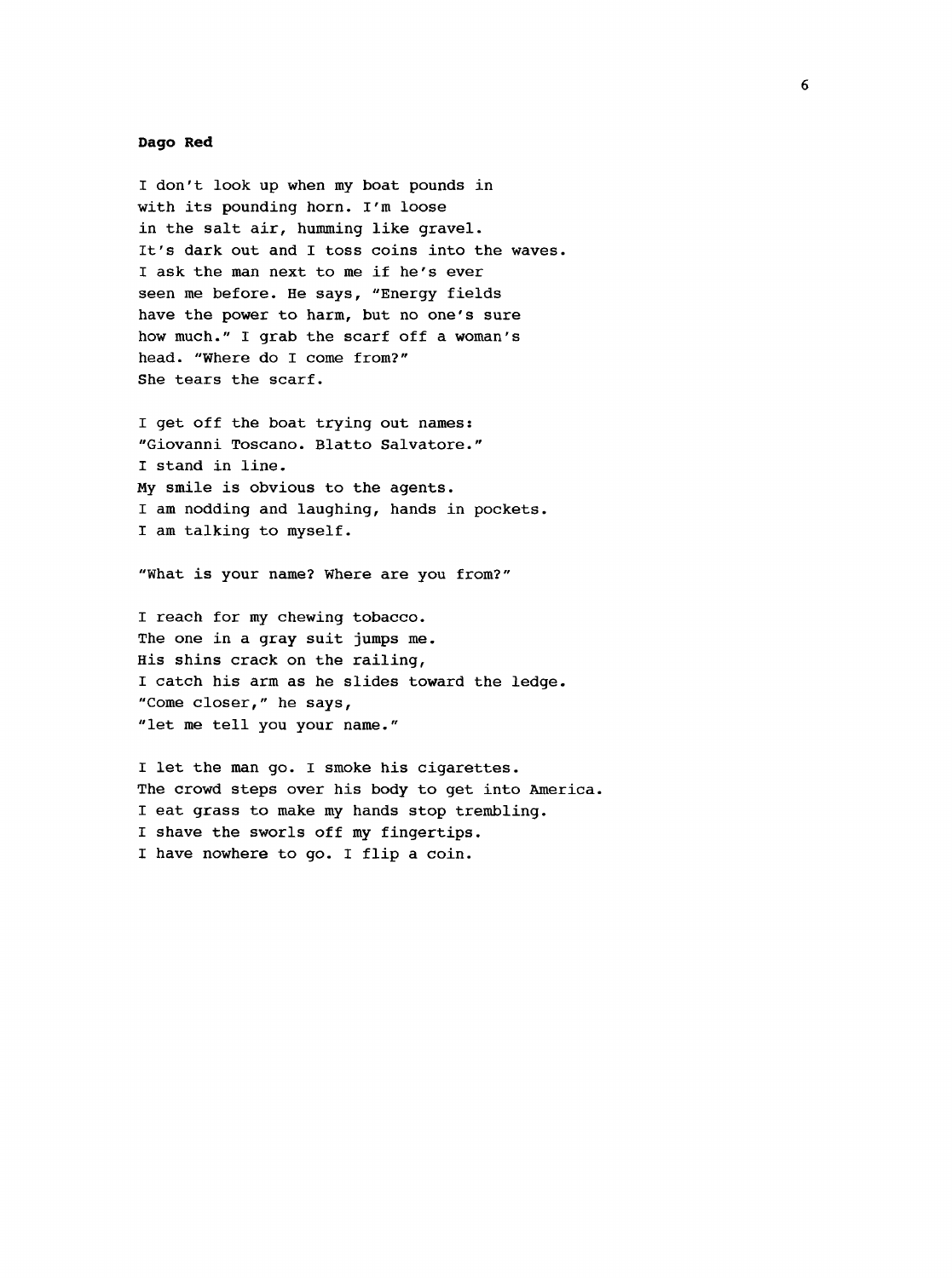**Dago Red**

I don't look up when my boat pounds in  
with its pounding horn. I'm loose  
in the salt air, humming like gravel.  
It's dark out and I toss coins into the waves.  
I ask the man next to me if he's ever  
seen me before. He says, "Energy fields  
have the power to harm, but no one's sure  
how much." I grab the scarf off a woman's  
head. "Where do I come from?"  
She tears the scarf.

I get off the boat trying out names:  
"Giovanni Toscano. Blatto Salvatore."  
I stand in line.  
My smile is obvious to the agents.  
I am nodding and laughing, hands in pockets.  
I am talking to myself.

"What is your name? Where are you from?"

I reach for my chewing tobacco.  
The one in a gray suit jumps me.  
His shins crack on the railing,  
I catch his arm as he slides toward the ledge.  
"Come closer," he says,  
"let me tell you your name."

I let the man go. I smoke his cigarettes.  
The crowd steps over his body to get into America.  
I eat grass to make my hands stop trembling.  
I shave the sworls off my fingertips.  
I have nowhere to go. I flip a coin.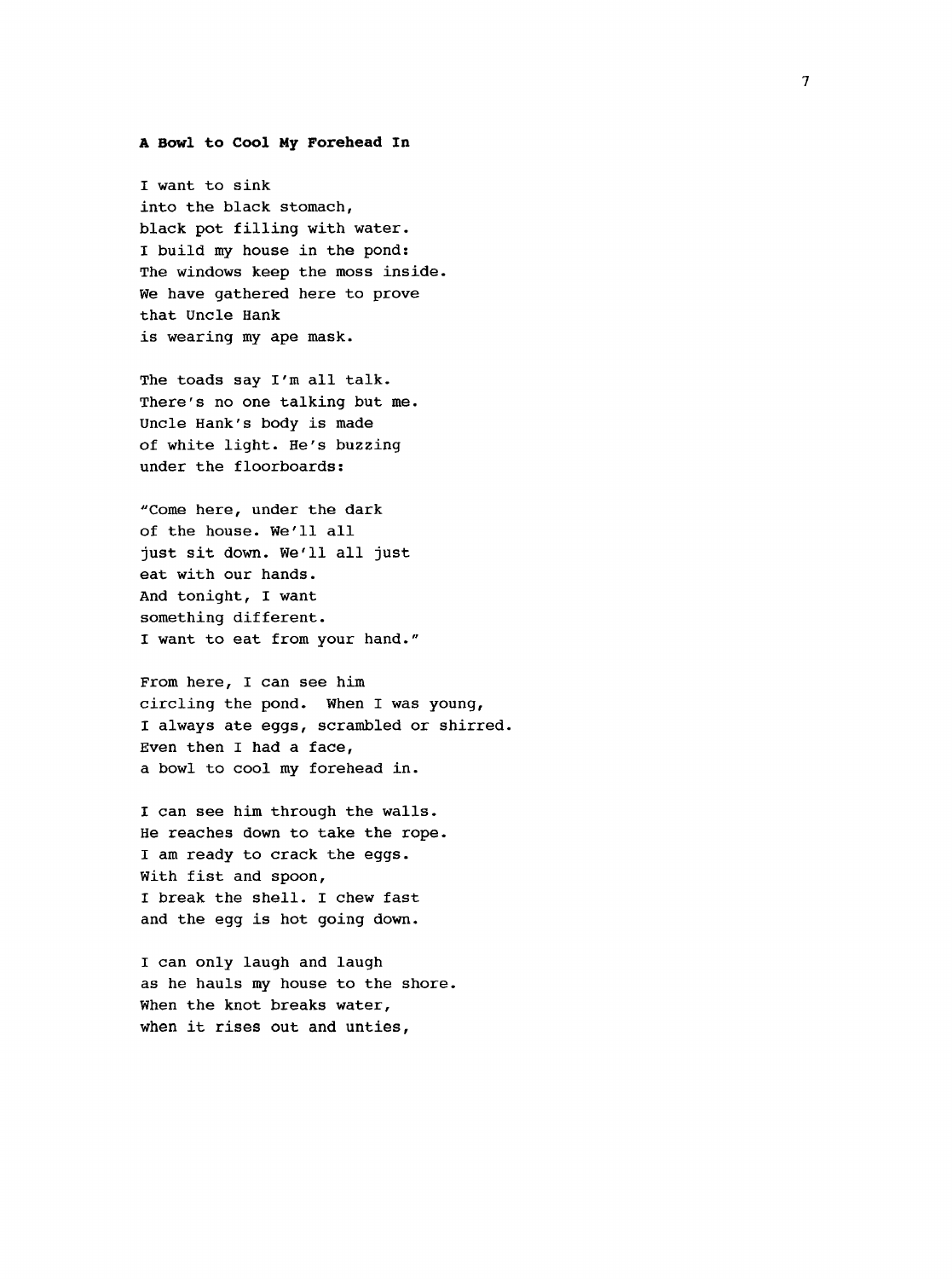**A Bowl to Cool My Forehead In**

I want to sink  
into the black stomach,  
black pot filling with water.  
I build my house in the pond:  
The windows keep the moss inside.  
We have gathered here to prove  
that Uncle Hank  
is wearing my ape mask.

The toads say I'm all talk.  
There's no one talking but me.  
Uncle Hank's body is made  
of white light. He's buzzing  
under the floorboards:

"Come here, under the dark  
of the house. We'll all  
just sit down. We'll all just  
eat with our hands.  
And tonight, I want  
something different.  
I want to eat from your hand."

From here, I can see him  
circling the pond. When I was young,  
I always ate eggs, scrambled or shirred.  
Even then I had a face,  
a bowl to cool my forehead in.

I can see him through the walls.  
He reaches down to take the rope.  
I am ready to crack the eggs.  
With fist and spoon,  
I break the shell. I chew fast  
and the egg is hot going down.

I can only laugh and laugh  
as he hauls my house to the shore.  
When the knot breaks water,  
when it rises out and unties,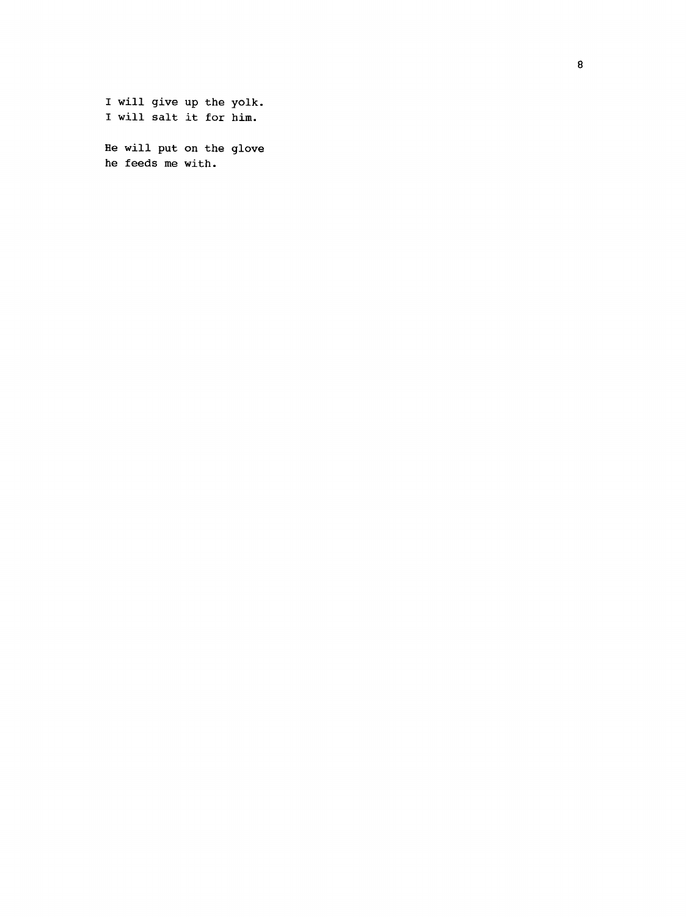I will give up the yolk.
I will salt it for him.

He will put on the glove
he feeds me with.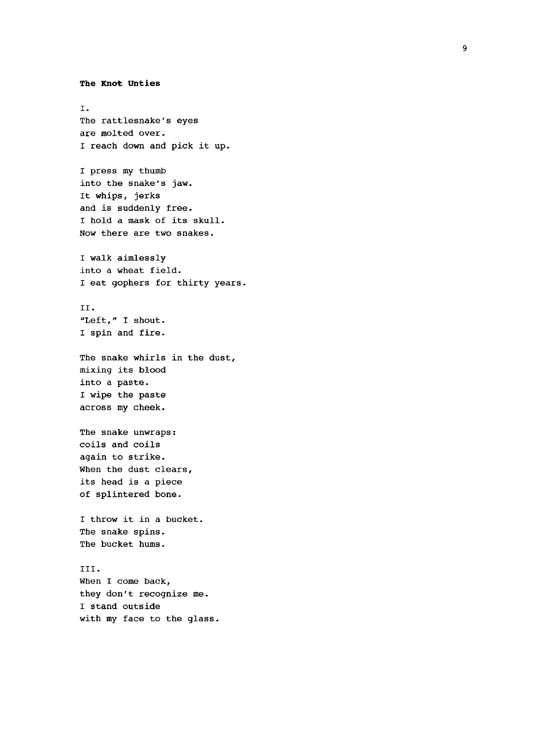**The Knot Unties**

I.  
The rattlesnake's eyes  
are molted over.  
I reach down and pick it up.

I press my thumb  
into the snake's jaw.  
It whips, jerks  
and is suddenly free.  
I hold a mask of its skull.  
Now there are two snakes.

I walk aimlessly  
into a wheat field.  
I eat gophers for thirty years.

II.  
"Left," I shout.  
I spin and fire.

The snake whirls in the dust,  
mixing its blood  
into a paste.  
I wipe the paste  
across my cheek.

The snake unwraps:  
coils and coils  
again to strike.  
When the dust clears,  
its head is a piece  
of splintered bone.

I throw it in a bucket.  
The snake spins.  
The bucket hums.

III.  
When I come back,  
they don't recognize me.  
I stand outside  
with my face to the glass.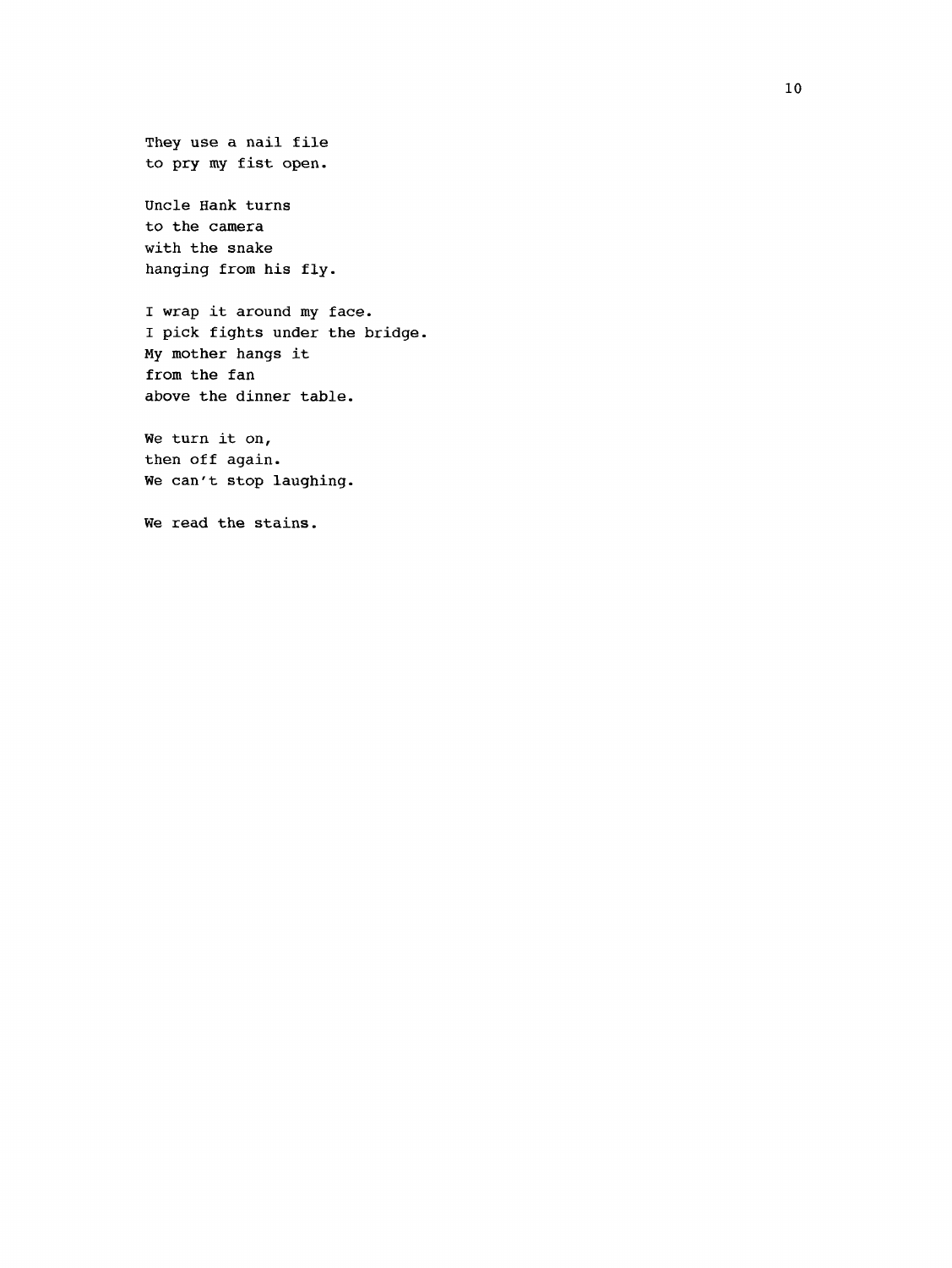They use a nail file
to pry my fist open.

Uncle Hank turns
to the camera
with the snake
hanging from his fly.

I wrap it around my face.
I pick fights under the bridge.
My mother hangs it
from the fan
above the dinner table.

We turn it on,
then off again.
We can't stop laughing.

We read the stains.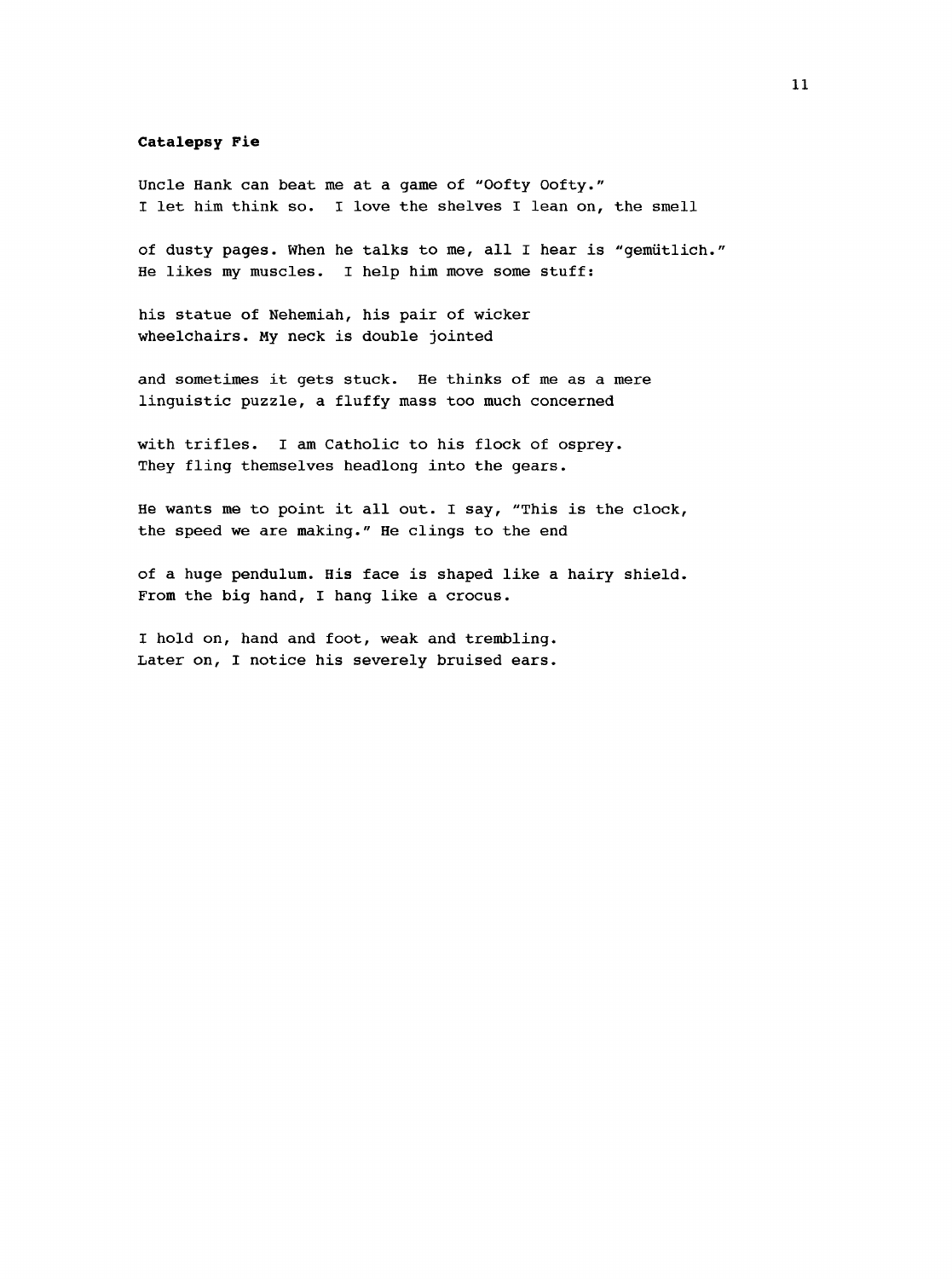**Catalepsy Pie**

Uncle Hank can beat me at a game of "Oofty Oofty."
I let him think so.  I love the shelves I lean on, the smell

of dusty pages. When he talks to me, all I hear is "gemütlich."
He likes my muscles.  I help him move some stuff:

his statue of Nehemiah, his pair of wicker
wheelchairs. My neck is double jointed

and sometimes it gets stuck.  He thinks of me as a mere
linguistic puzzle, a fluffy mass too much concerned

with trifles.  I am Catholic to his flock of osprey.
They fling themselves headlong into the gears.

He wants me to point it all out. I say, "This is the clock,
the speed we are making." He clings to the end

of a huge pendulum. His face is shaped like a hairy shield.
From the big hand, I hang like a crocus.

I hold on, hand and foot, weak and trembling.
Later on, I notice his severely bruised ears.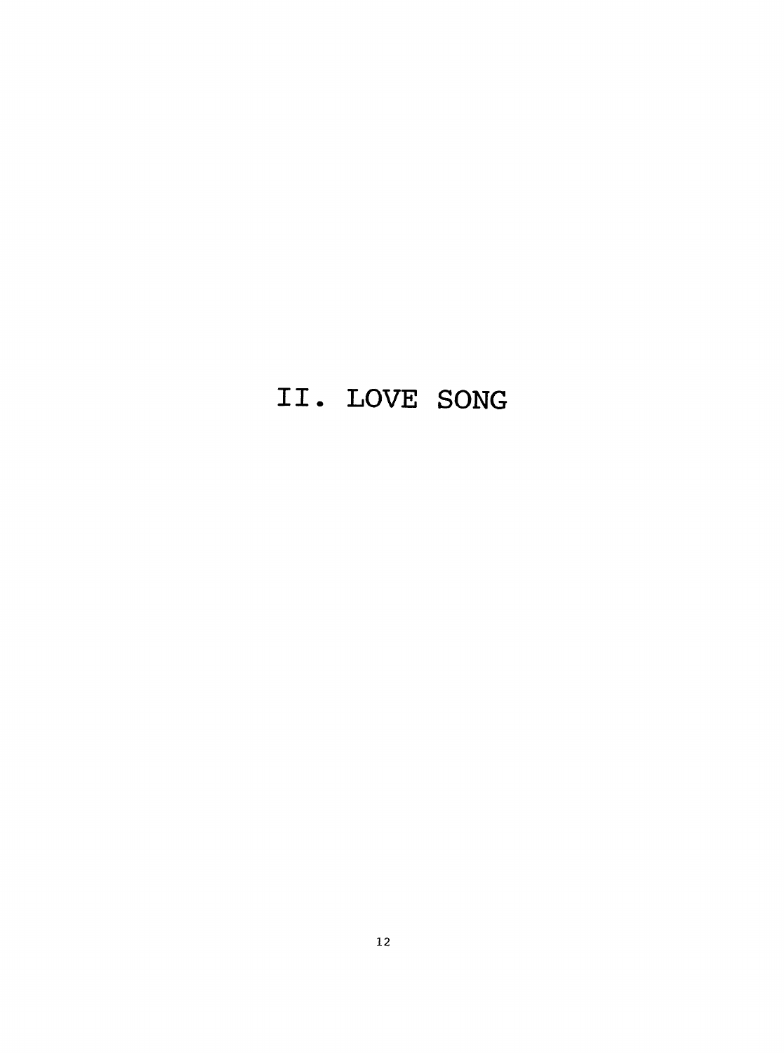# II. LOVE SONG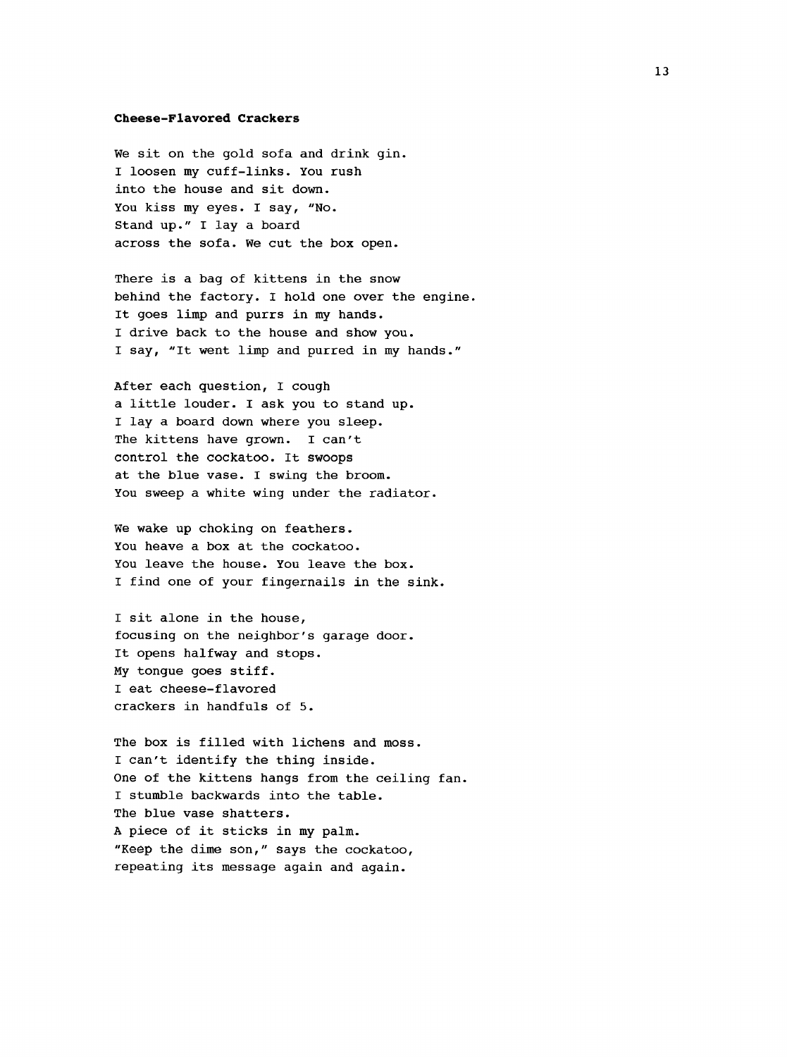**Cheese-Flavored Crackers**

We sit on the gold sofa and drink gin.  
I loosen my cuff-links. You rush  
into the house and sit down.  
You kiss my eyes. I say, "No.  
Stand up." I lay a board  
across the sofa. We cut the box open.

There is a bag of kittens in the snow  
behind the factory. I hold one over the engine.  
It goes limp and purrs in my hands.  
I drive back to the house and show you.  
I say, "It went limp and purred in my hands."

After each question, I cough  
a little louder. I ask you to stand up.  
I lay a board down where you sleep.  
The kittens have grown. I can't  
control the cockatoo. It swoops  
at the blue vase. I swing the broom.  
You sweep a white wing under the radiator.

We wake up choking on feathers.  
You heave a box at the cockatoo.  
You leave the house. You leave the box.  
I find one of your fingernails in the sink.

I sit alone in the house,  
focusing on the neighbor's garage door.  
It opens halfway and stops.  
My tongue goes stiff.  
I eat cheese-flavored  
crackers in handfuls of 5.

The box is filled with lichens and moss.  
I can't identify the thing inside.  
One of the kittens hangs from the ceiling fan.  
I stumble backwards into the table.  
The blue vase shatters.  
A piece of it sticks in my palm.  
"Keep the dime son," says the cockatoo,  
repeating its message again and again.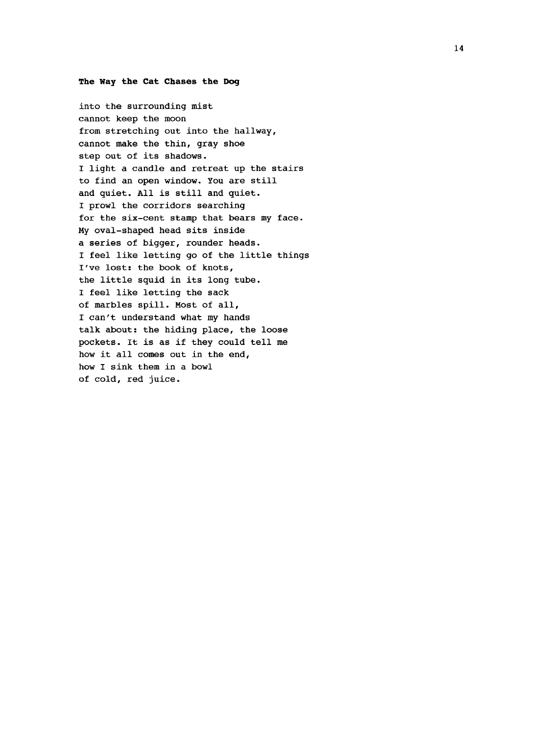**The Way the Cat Chases the Dog**

into the surrounding mist  
cannot keep the moon  
from stretching out into the hallway,  
cannot make the thin, gray shoe  
step out of its shadows.  
I light a candle and retreat up the stairs  
to find an open window. You are still  
and quiet. All is still and quiet.  
I prowl the corridors searching  
for the six-cent stamp that bears my face.  
My oval-shaped head sits inside  
a series of bigger, rounder heads.  
I feel like letting go of the little things  
I've lost: the book of knots,  
the little squid in its long tube.  
I feel like letting the sack  
of marbles spill. Most of all,  
I can't understand what my hands  
talk about: the hiding place, the loose  
pockets. It is as if they could tell me  
how it all comes out in the end,  
how I sink them in a bowl  
of cold, red juice.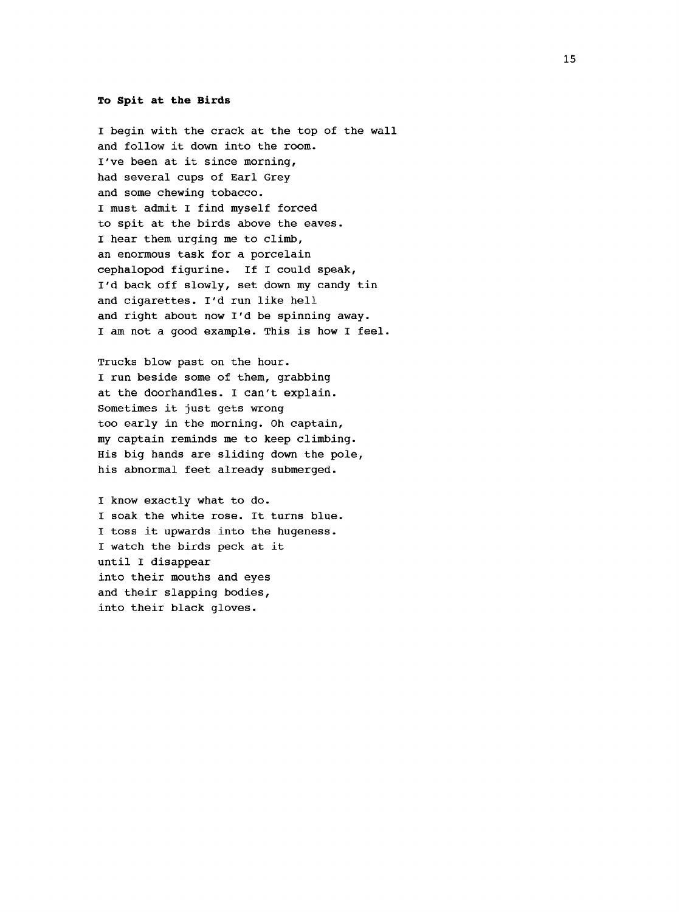**To Spit at the Birds**

I begin with the crack at the top of the wall  
and follow it down into the room.  
I've been at it since morning,  
had several cups of Earl Grey  
and some chewing tobacco.  
I must admit I find myself forced  
to spit at the birds above the eaves.  
I hear them urging me to climb,  
an enormous task for a porcelain  
cephalopod figurine. If I could speak,  
I'd back off slowly, set down my candy tin  
and cigarettes. I'd run like hell  
and right about now I'd be spinning away.  
I am not a good example. This is how I feel.

Trucks blow past on the hour.  
I run beside some of them, grabbing  
at the doorhandles. I can't explain.  
Sometimes it just gets wrong  
too early in the morning. Oh captain,  
my captain reminds me to keep climbing.  
His big hands are sliding down the pole,  
his abnormal feet already submerged.

I know exactly what to do.  
I soak the white rose. It turns blue.  
I toss it upwards into the hugeness.  
I watch the birds peck at it  
until I disappear  
into their mouths and eyes  
and their slapping bodies,  
into their black gloves.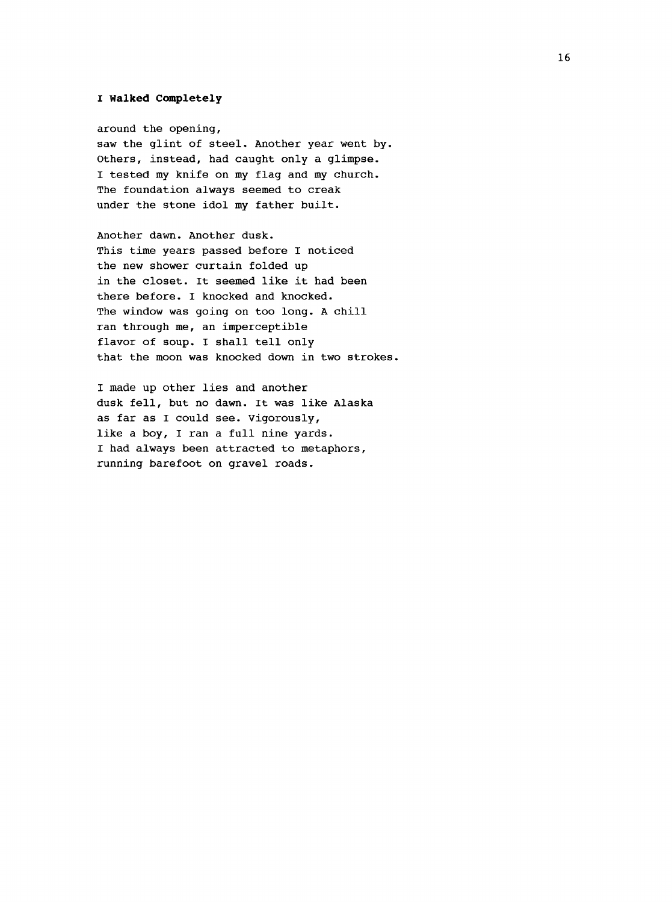**I Walked Completely**

around the opening,  
saw the glint of steel. Another year went by.  
Others, instead, had caught only a glimpse.  
I tested my knife on my flag and my church.  
The foundation always seemed to creak  
under the stone idol my father built.

Another dawn. Another dusk.  
This time years passed before I noticed  
the new shower curtain folded up  
in the closet. It seemed like it had been  
there before. I knocked and knocked.  
The window was going on too long. A chill  
ran through me, an imperceptible  
flavor of soup. I shall tell only  
that the moon was knocked down in two strokes.

I made up other lies and another  
dusk fell, but no dawn. It was like Alaska  
as far as I could see. Vigorously,  
like a boy, I ran a full nine yards.  
I had always been attracted to metaphors,  
running barefoot on gravel roads.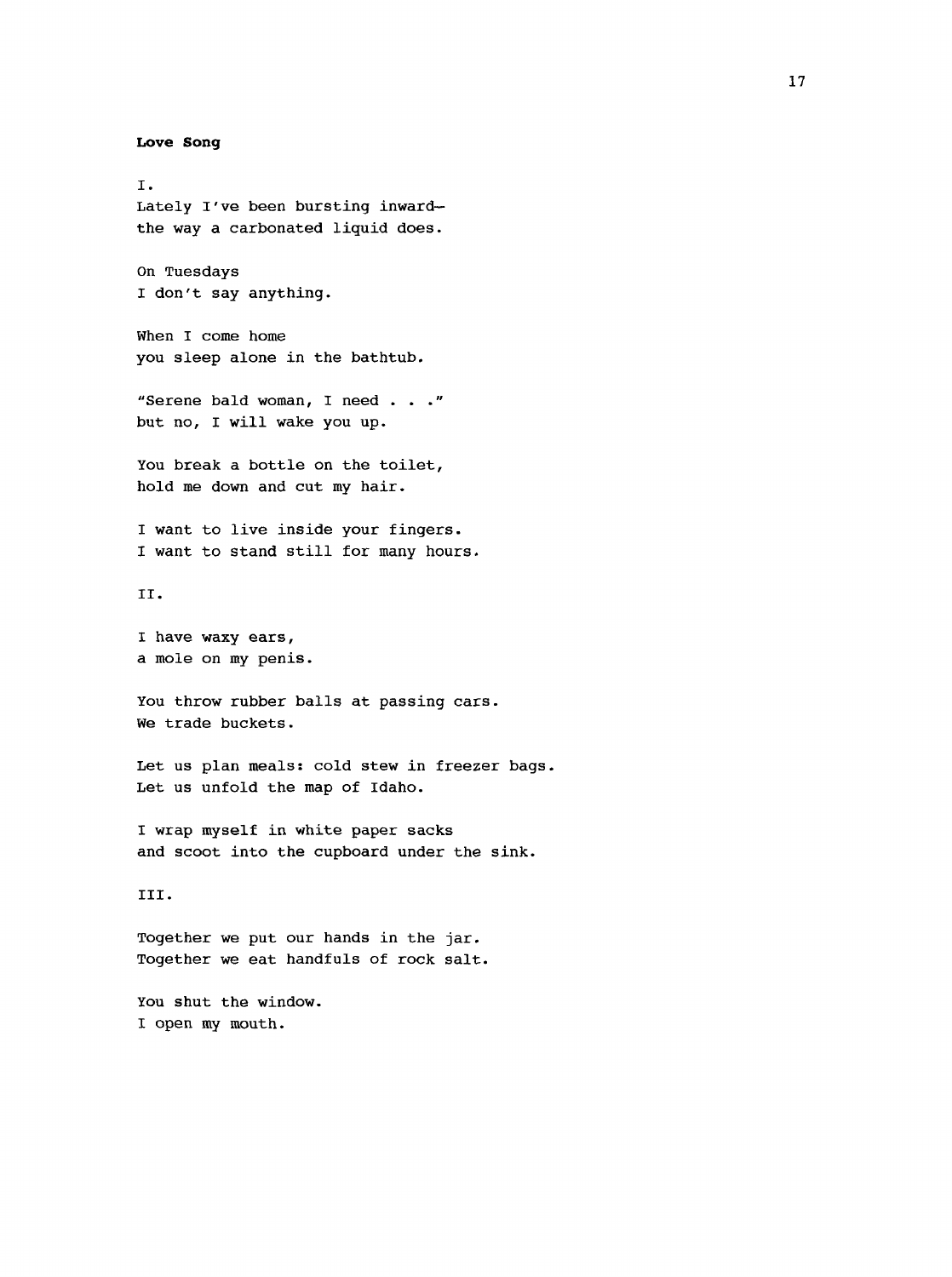**Love Song**

I.
Lately I've been bursting inward–
the way a carbonated liquid does.

On Tuesdays
I don't say anything.

When I come home
you sleep alone in the bathtub.

"Serene bald woman, I need . . ."
but no, I will wake you up.

You break a bottle on the toilet,
hold me down and cut my hair.

I want to live inside your fingers.
I want to stand still for many hours.

II.

I have waxy ears,
a mole on my penis.

You throw rubber balls at passing cars.
We trade buckets.

Let us plan meals: cold stew in freezer bags.
Let us unfold the map of Idaho.

I wrap myself in white paper sacks
and scoot into the cupboard under the sink.

III.

Together we put our hands in the jar.
Together we eat handfuls of rock salt.

You shut the window.
I open my mouth.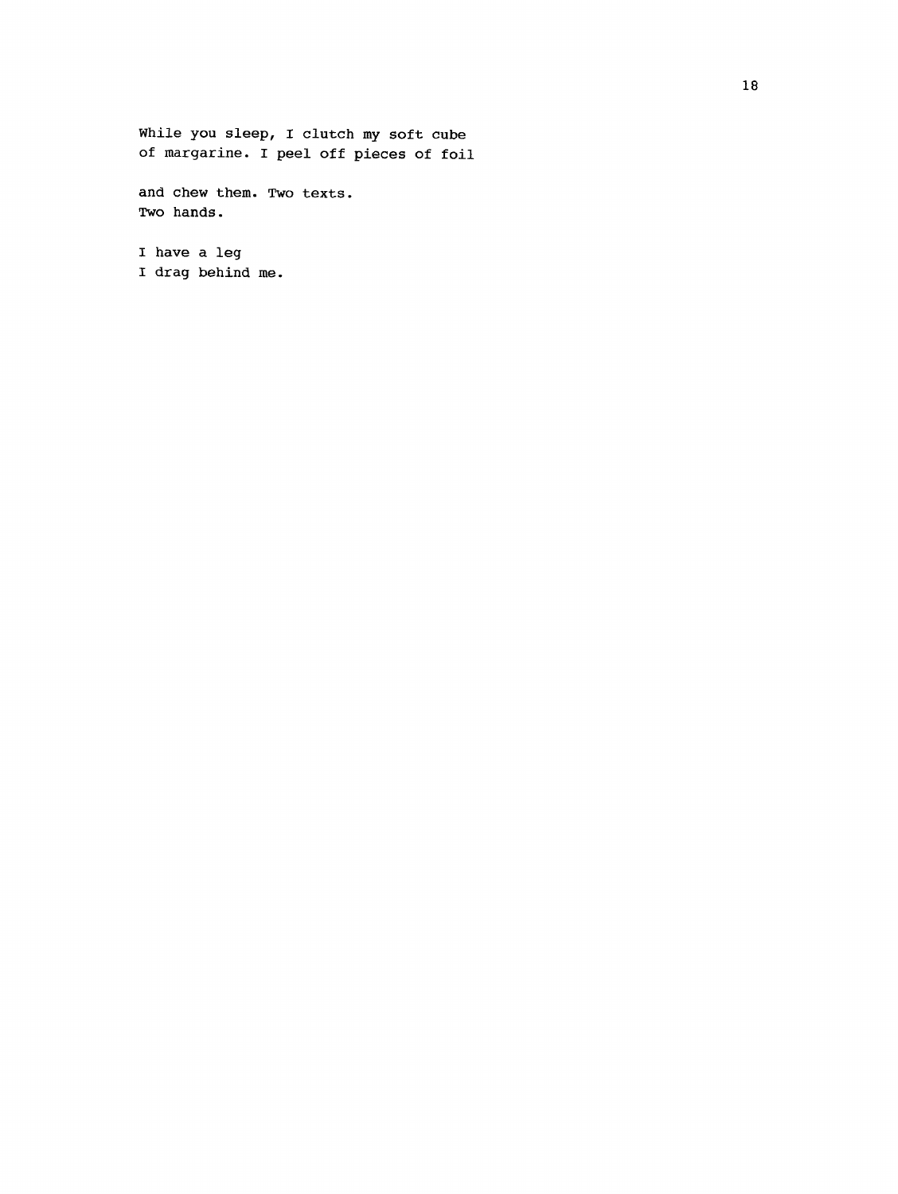While you sleep, I clutch my soft cube  
of margarine. I peel off pieces of foil

and chew them. Two texts.  
Two hands.

I have a leg  
I drag behind me.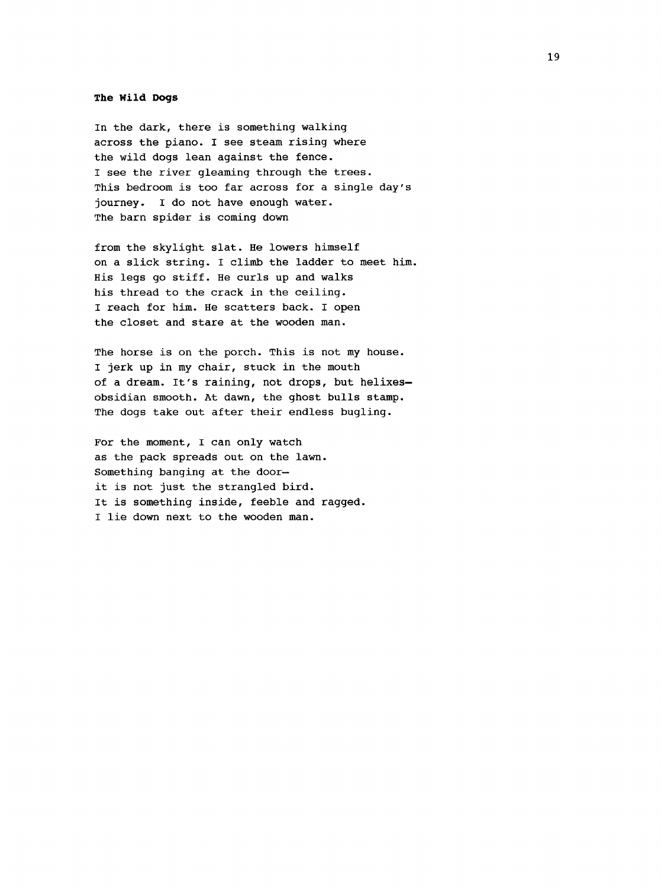**The Wild Dogs**

In the dark, there is something walking
across the piano. I see steam rising where
the wild dogs lean against the fence.
I see the river gleaming through the trees.
This bedroom is too far across for a single day's
journey. I do not have enough water.
The barn spider is coming down

from the skylight slat. He lowers himself
on a slick string. I climb the ladder to meet him.
His legs go stiff. He curls up and walks
his thread to the crack in the ceiling.
I reach for him. He scatters back. I open
the closet and stare at the wooden man.

The horse is on the porch. This is not my house.
I jerk up in my chair, stuck in the mouth
of a dream. It's raining, not drops, but helixes—
obsidian smooth. At dawn, the ghost bulls stamp.
The dogs take out after their endless bugling.

For the moment, I can only watch
as the pack spreads out on the lawn.
Something banging at the door—
it is not just the strangled bird.
It is something inside, feeble and ragged.
I lie down next to the wooden man.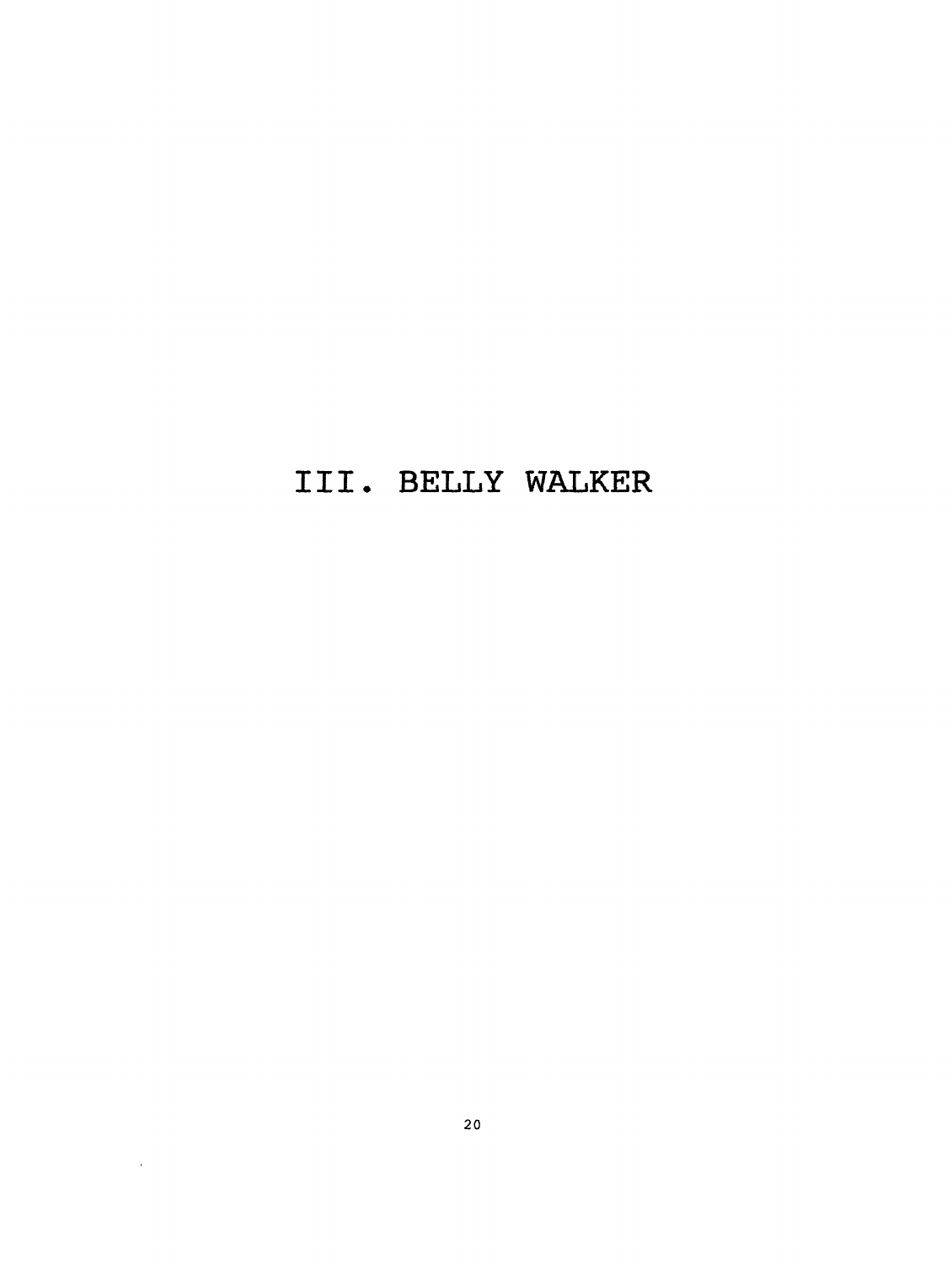# III. BELLY WALKER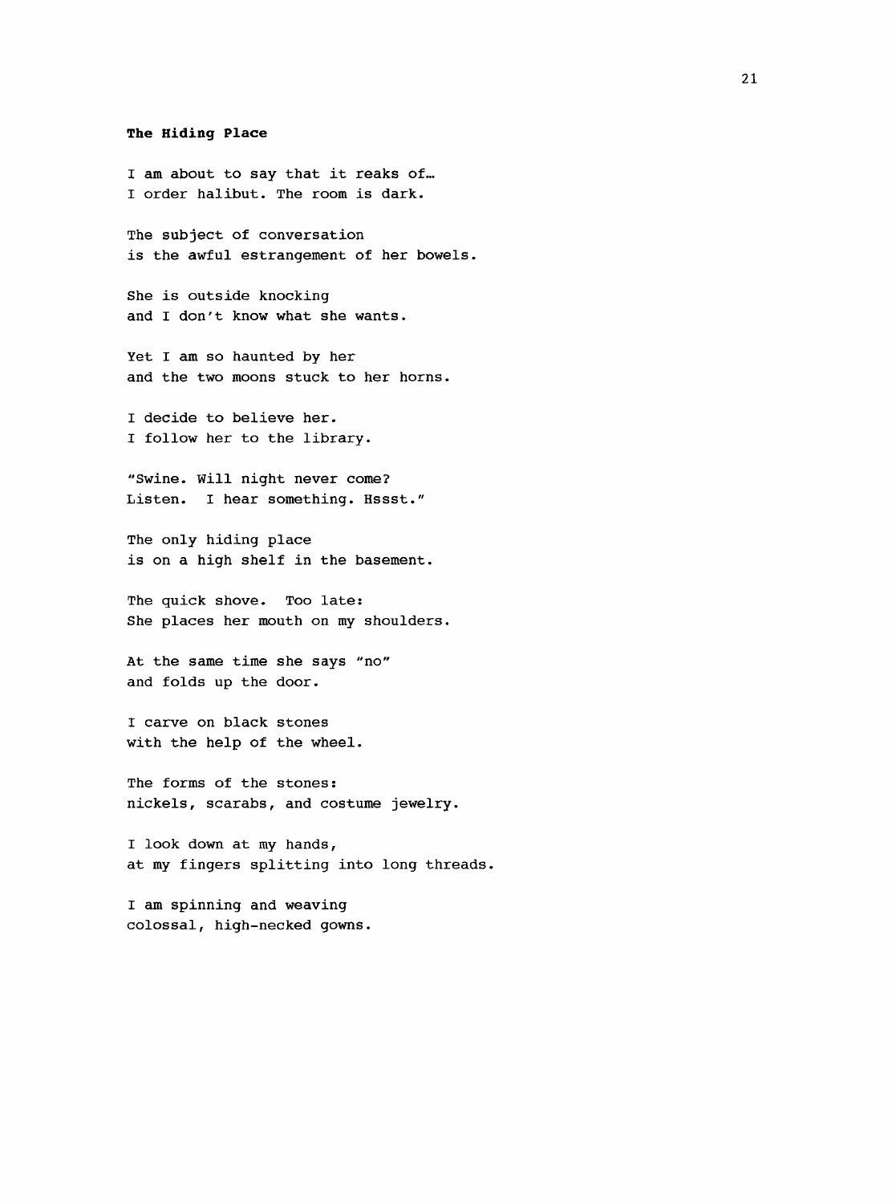**The Hiding Place**

I am about to say that it reaks of…
I order halibut. The room is dark.

The subject of conversation
is the awful estrangement of her bowels.

She is outside knocking
and I don't know what she wants.

Yet I am so haunted by her
and the two moons stuck to her horns.

I decide to believe her.
I follow her to the library.

"Swine. Will night never come?
Listen.  I hear something. Hssst."

The only hiding place
is on a high shelf in the basement.

The quick shove.  Too late:
She places her mouth on my shoulders.

At the same time she says "no"
and folds up the door.

I carve on black stones
with the help of the wheel.

The forms of the stones:
nickels, scarabs, and costume jewelry.

I look down at my hands,
at my fingers splitting into long threads.

I am spinning and weaving
colossal, high-necked gowns.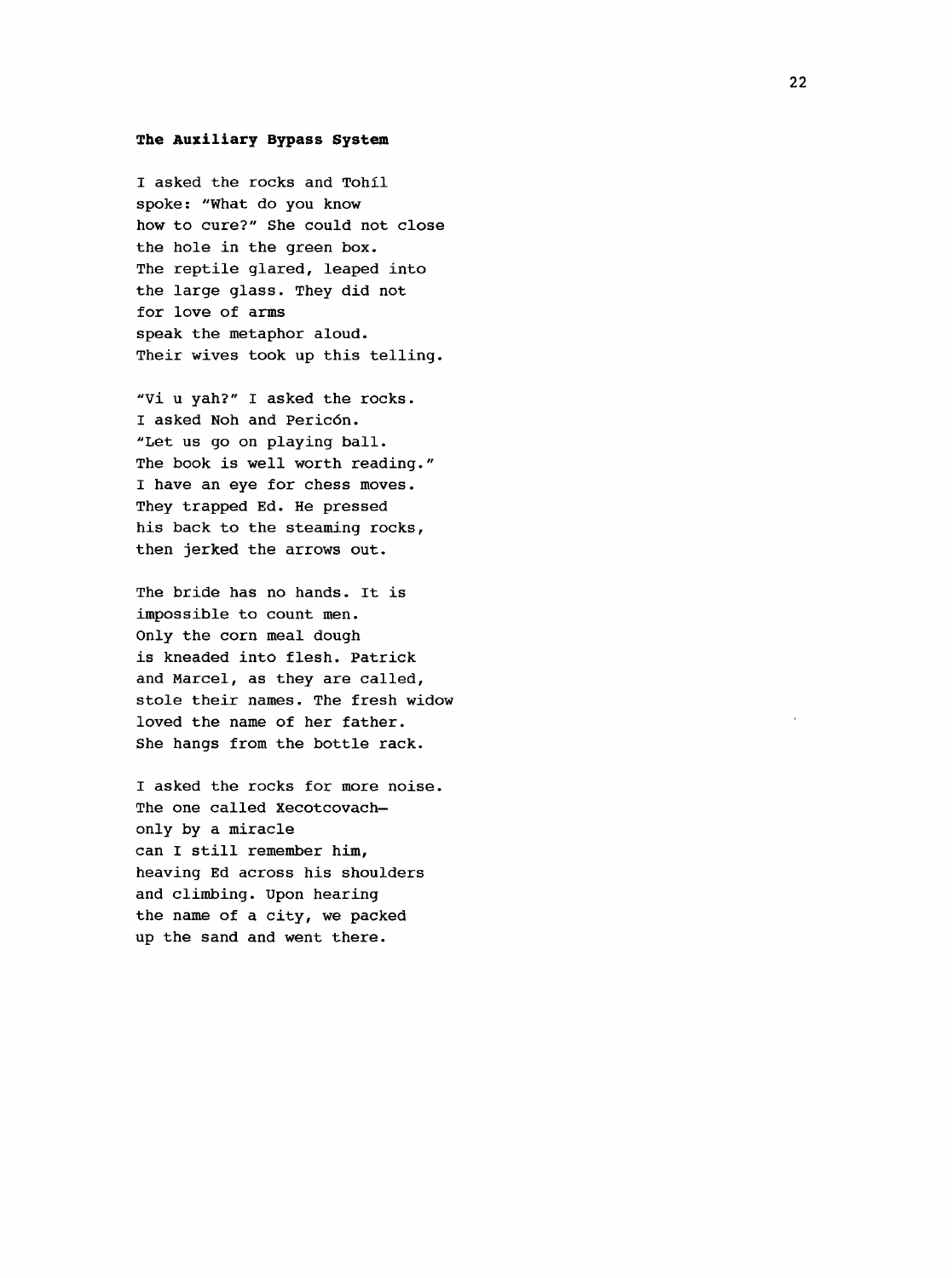**The Auxiliary Bypass System**

I asked the rocks and Tohíl  
spoke: "What do you know  
how to cure?" She could not close  
the hole in the green box.  
The reptile glared, leaped into  
the large glass. They did not  
for love of arms  
speak the metaphor aloud.  
Their wives took up this telling.

"Vi u yah?" I asked the rocks.  
I asked Noh and Pericón.  
"Let us go on playing ball.  
The book is well worth reading."  
I have an eye for chess moves.  
They trapped Ed. He pressed  
his back to the steaming rocks,  
then jerked the arrows out.

The bride has no hands. It is  
impossible to count men.  
Only the corn meal dough  
is kneaded into flesh. Patrick  
and Marcel, as they are called,  
stole their names. The fresh widow  
loved the name of her father.  
She hangs from the bottle rack.

I asked the rocks for more noise.  
The one called Xecotcovach–  
only by a miracle  
can I still remember him,  
heaving Ed across his shoulders  
and climbing. Upon hearing  
the name of a city, we packed  
up the sand and went there.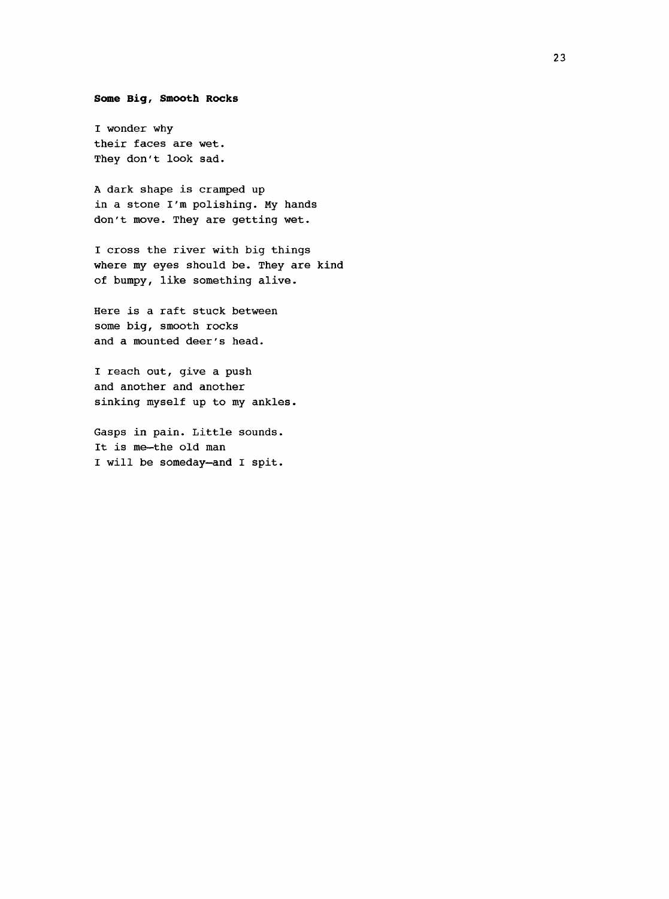**Some Big, Smooth Rocks**

I wonder why  
their faces are wet.  
They don't look sad.

A dark shape is cramped up  
in a stone I'm polishing. My hands  
don't move. They are getting wet.

I cross the river with big things  
where my eyes should be. They are kind  
of bumpy, like something alive.

Here is a raft stuck between  
some big, smooth rocks  
and a mounted deer's head.

I reach out, give a push  
and another and another  
sinking myself up to my ankles.

Gasps in pain. Little sounds.  
It is me—the old man  
I will be someday—and I spit.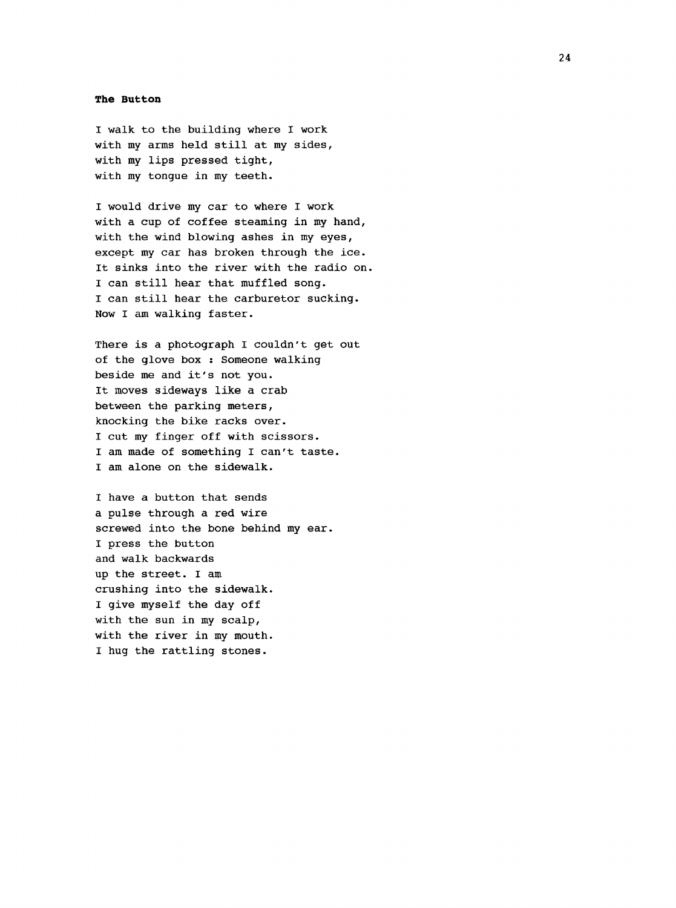**The Button**

I walk to the building where I work  
with my arms held still at my sides,  
with my lips pressed tight,  
with my tongue in my teeth.

I would drive my car to where I work  
with a cup of coffee steaming in my hand,  
with the wind blowing ashes in my eyes,  
except my car has broken through the ice.  
It sinks into the river with the radio on.  
I can still hear that muffled song.  
I can still hear the carburetor sucking.  
Now I am walking faster.

There is a photograph I couldn't get out  
of the glove box : Someone walking  
beside me and it's not you.  
It moves sideways like a crab  
between the parking meters,  
knocking the bike racks over.  
I cut my finger off with scissors.  
I am made of something I can't taste.  
I am alone on the sidewalk.

I have a button that sends  
a pulse through a red wire  
screwed into the bone behind my ear.  
I press the button  
and walk backwards  
up the street. I am  
crushing into the sidewalk.  
I give myself the day off  
with the sun in my scalp,  
with the river in my mouth.  
I hug the rattling stones.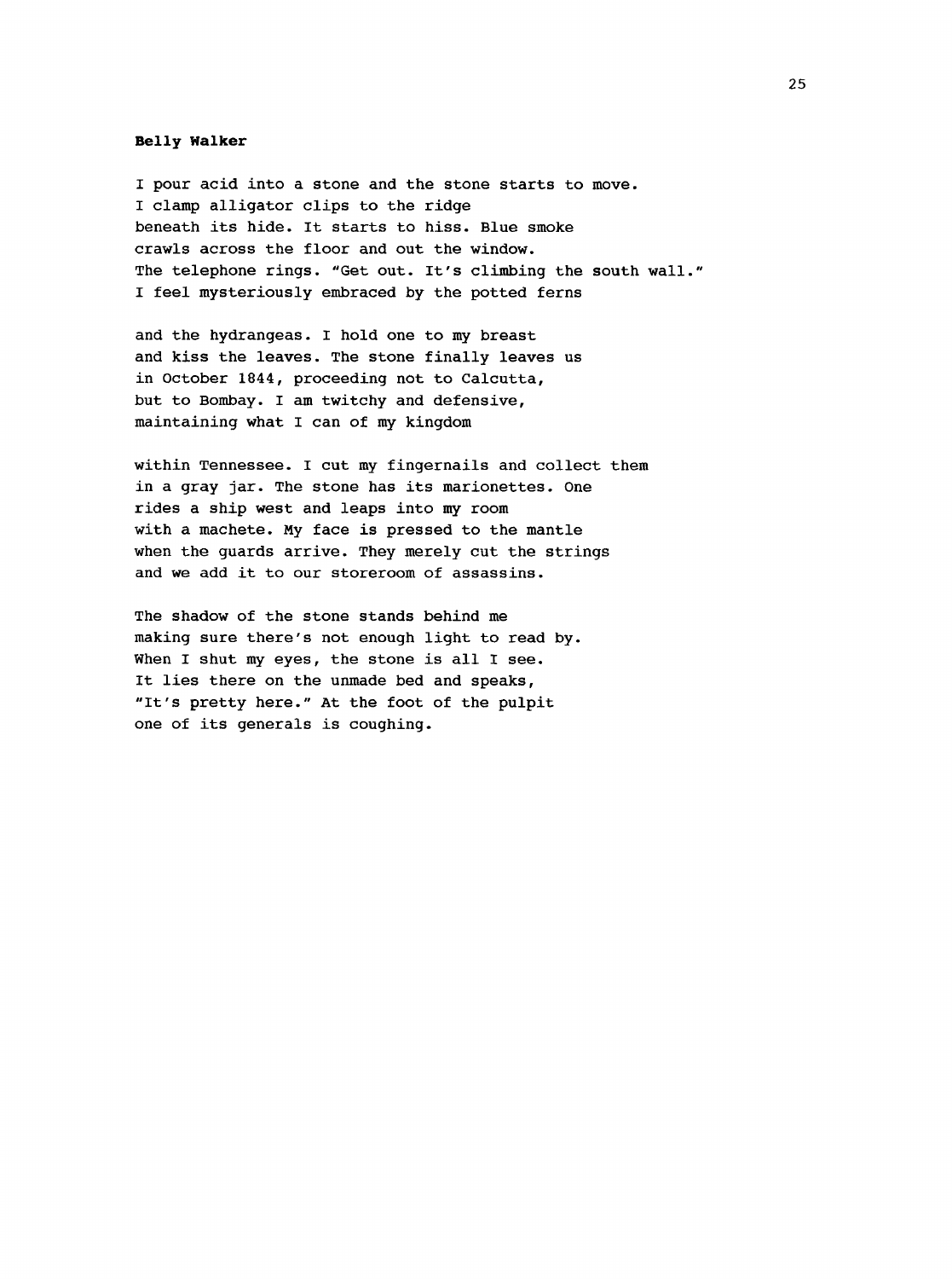**Belly Walker**

I pour acid into a stone and the stone starts to move.
I clamp alligator clips to the ridge
beneath its hide. It starts to hiss. Blue smoke
crawls across the floor and out the window.
The telephone rings. "Get out. It's climbing the south wall."
I feel mysteriously embraced by the potted ferns

and the hydrangeas. I hold one to my breast
and kiss the leaves. The stone finally leaves us
in October 1844, proceeding not to Calcutta,
but to Bombay. I am twitchy and defensive,
maintaining what I can of my kingdom

within Tennessee. I cut my fingernails and collect them
in a gray jar. The stone has its marionettes. One
rides a ship west and leaps into my room
with a machete. My face is pressed to the mantle
when the guards arrive. They merely cut the strings
and we add it to our storeroom of assassins.

The shadow of the stone stands behind me
making sure there's not enough light to read by.
When I shut my eyes, the stone is all I see.
It lies there on the unmade bed and speaks,
"It's pretty here." At the foot of the pulpit
one of its generals is coughing.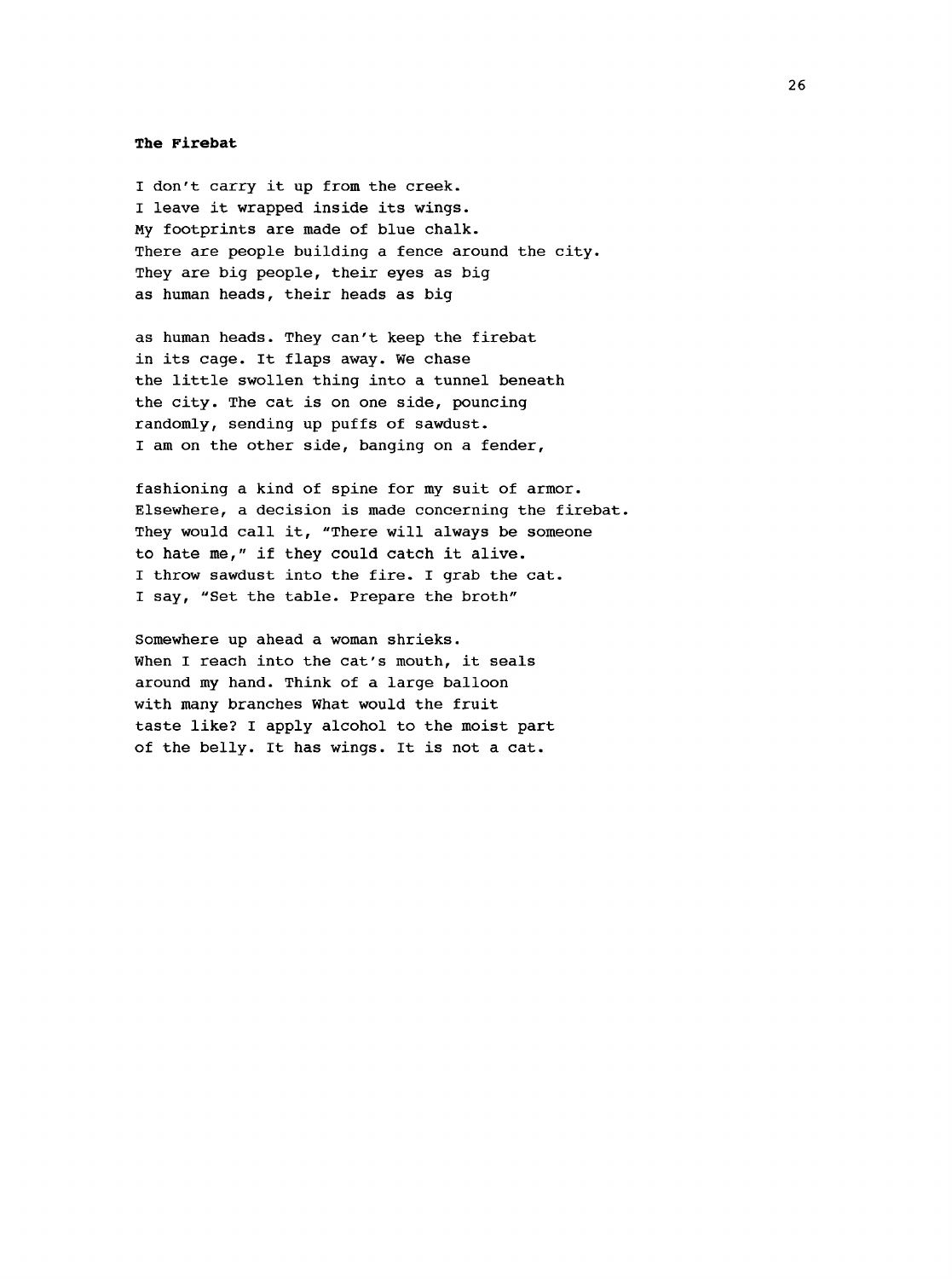**The Firebat**

I don't carry it up from the creek.
I leave it wrapped inside its wings.
My footprints are made of blue chalk.
There are people building a fence around the city.
They are big people, their eyes as big
as human heads, their heads as big

as human heads. They can't keep the firebat
in its cage. It flaps away. We chase
the little swollen thing into a tunnel beneath
the city. The cat is on one side, pouncing
randomly, sending up puffs of sawdust.
I am on the other side, banging on a fender,

fashioning a kind of spine for my suit of armor.
Elsewhere, a decision is made concerning the firebat.
They would call it, "There will always be someone
to hate me," if they could catch it alive.
I throw sawdust into the fire. I grab the cat.
I say, "Set the table. Prepare the broth"

Somewhere up ahead a woman shrieks.
When I reach into the cat's mouth, it seals
around my hand. Think of a large balloon
with many branches What would the fruit
taste like? I apply alcohol to the moist part
of the belly. It has wings. It is not a cat.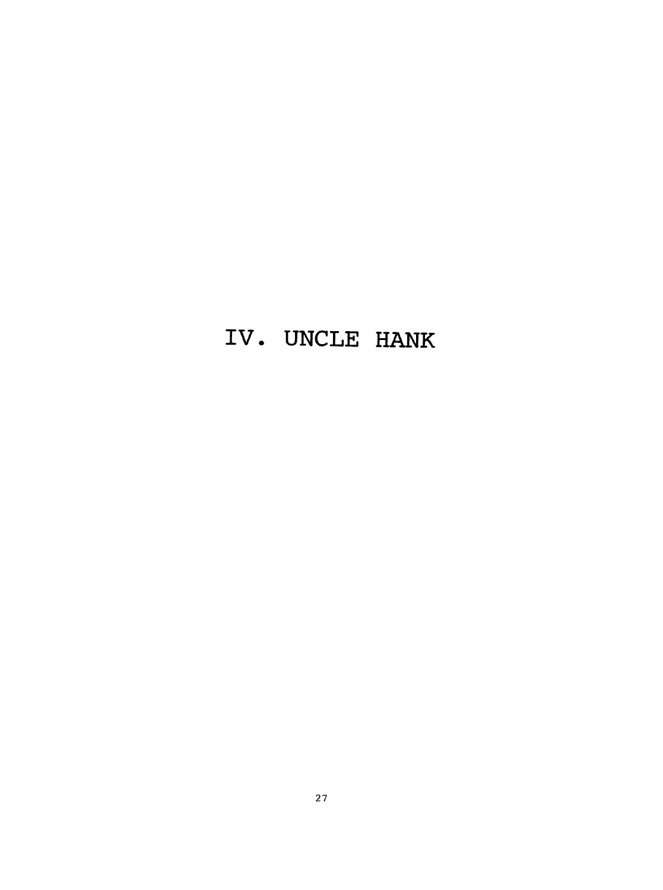# IV. UNCLE HANK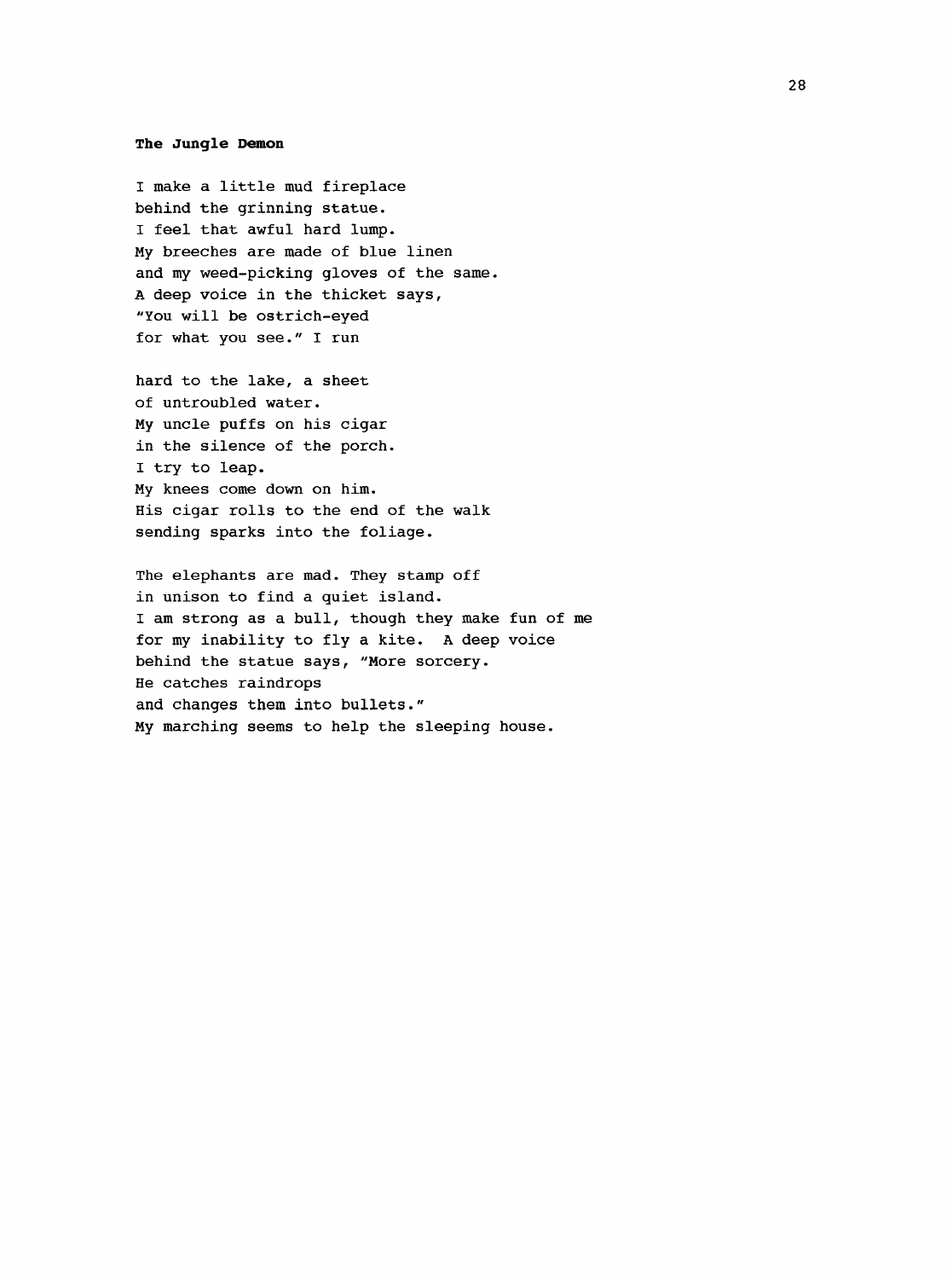**The Jungle Demon**

I make a little mud fireplace
behind the grinning statue.
I feel that awful hard lump.
My breeches are made of blue linen
and my weed-picking gloves of the same.
A deep voice in the thicket says,
"You will be ostrich-eyed
for what you see." I run

hard to the lake, a sheet
of untroubled water.
My uncle puffs on his cigar
in the silence of the porch.
I try to leap.
My knees come down on him.
His cigar rolls to the end of the walk
sending sparks into the foliage.

The elephants are mad. They stamp off
in unison to find a quiet island.
I am strong as a bull, though they make fun of me
for my inability to fly a kite. A deep voice
behind the statue says, "More sorcery.
He catches raindrops
and changes them into bullets."
My marching seems to help the sleeping house.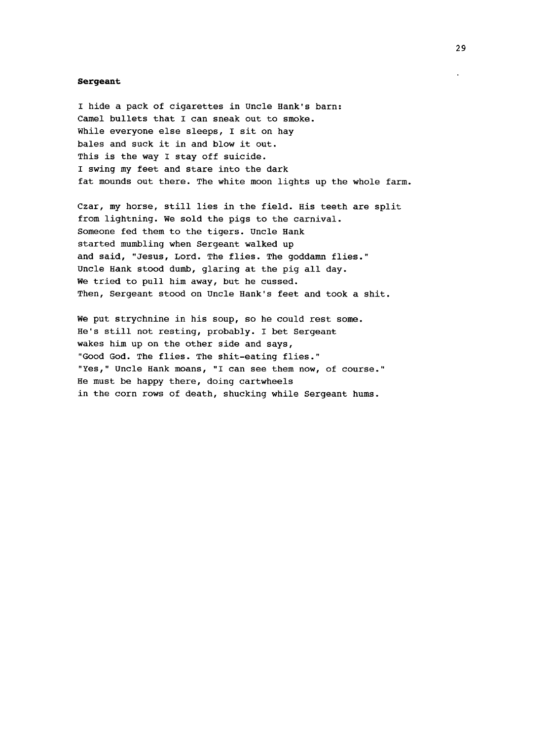**Sergeant**

I hide a pack of cigarettes in Uncle Hank's barn:
Camel bullets that I can sneak out to smoke.
While everyone else sleeps, I sit on hay
bales and suck it in and blow it out.
This is the way I stay off suicide.
I swing my feet and stare into the dark
fat mounds out there. The white moon lights up the whole farm.

Czar, my horse, still lies in the field. His teeth are split
from lightning. We sold the pigs to the carnival.
Someone fed them to the tigers. Uncle Hank
started mumbling when Sergeant walked up
and said, "Jesus, Lord. The flies. The goddamn flies."
Uncle Hank stood dumb, glaring at the pig all day.
We tried to pull him away, but he cussed.
Then, Sergeant stood on Uncle Hank's feet and took a shit.

We put strychnine in his soup, so he could rest some.
He's still not resting, probably. I bet Sergeant
wakes him up on the other side and says,
"Good God. The flies. The shit-eating flies."
"Yes," Uncle Hank moans, "I can see them now, of course."
He must be happy there, doing cartwheels
in the corn rows of death, shucking while Sergeant hums.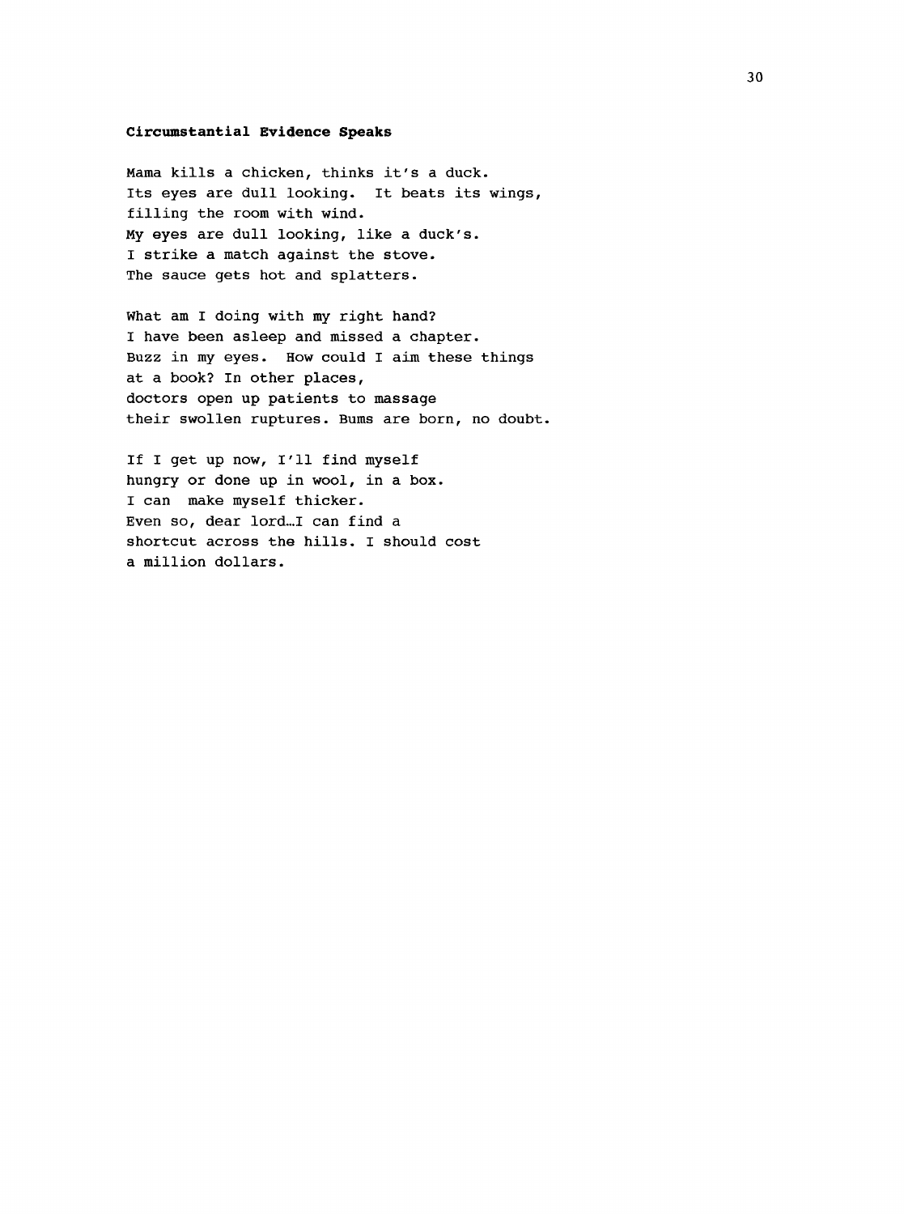**Circumstantial Evidence Speaks**

Mama kills a chicken, thinks it's a duck.  
Its eyes are dull looking. It beats its wings,  
filling the room with wind.  
My eyes are dull looking, like a duck's.  
I strike a match against the stove.  
The sauce gets hot and splatters.

What am I doing with my right hand?  
I have been asleep and missed a chapter.  
Buzz in my eyes. How could I aim these things  
at a book? In other places,  
doctors open up patients to massage  
their swollen ruptures. Bums are born, no doubt.

If I get up now, I'll find myself  
hungry or done up in wool, in a box.  
I can make myself thicker.  
Even so, dear lord…I can find a  
shortcut across the hills. I should cost  
a million dollars.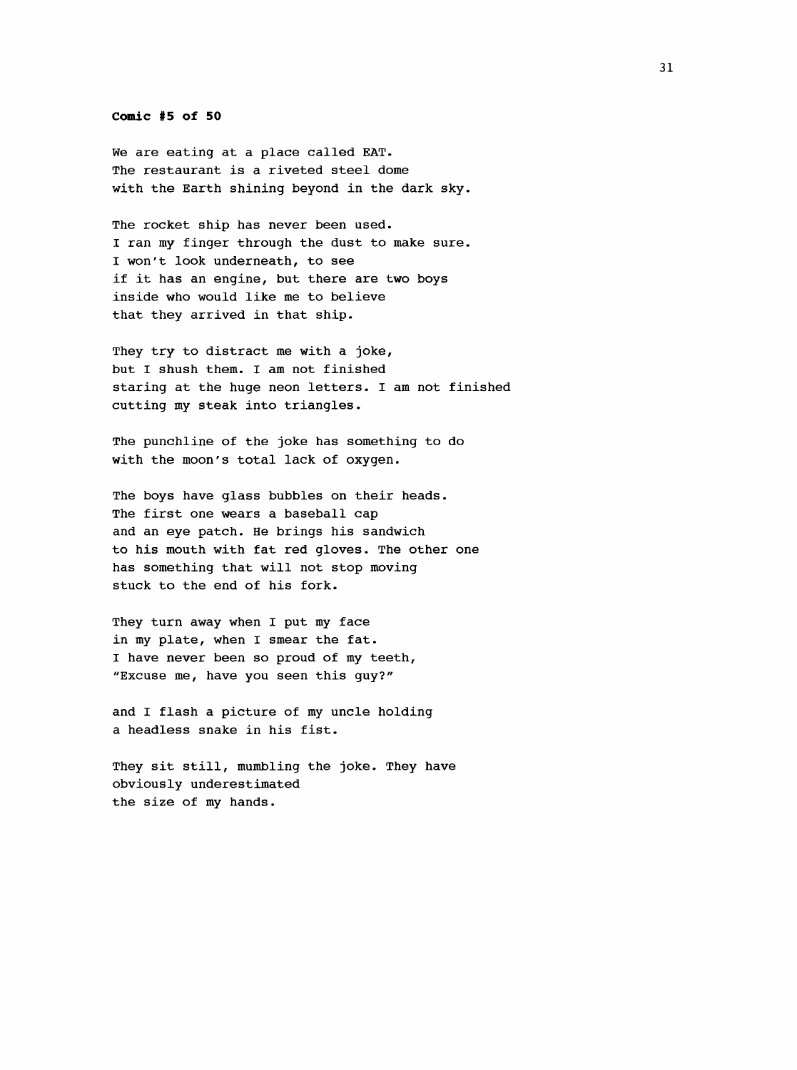**Comic #5 of 50**

We are eating at a place called EAT.
The restaurant is a riveted steel dome
with the Earth shining beyond in the dark sky.

The rocket ship has never been used.
I ran my finger through the dust to make sure.
I won't look underneath, to see
if it has an engine, but there are two boys
inside who would like me to believe
that they arrived in that ship.

They try to distract me with a joke,
but I shush them. I am not finished
staring at the huge neon letters. I am not finished
cutting my steak into triangles.

The punchline of the joke has something to do
with the moon's total lack of oxygen.

The boys have glass bubbles on their heads.
The first one wears a baseball cap
and an eye patch. He brings his sandwich
to his mouth with fat red gloves. The other one
has something that will not stop moving
stuck to the end of his fork.

They turn away when I put my face
in my plate, when I smear the fat.
I have never been so proud of my teeth,
"Excuse me, have you seen this guy?"

and I flash a picture of my uncle holding
a headless snake in his fist.

They sit still, mumbling the joke. They have
obviously underestimated
the size of my hands.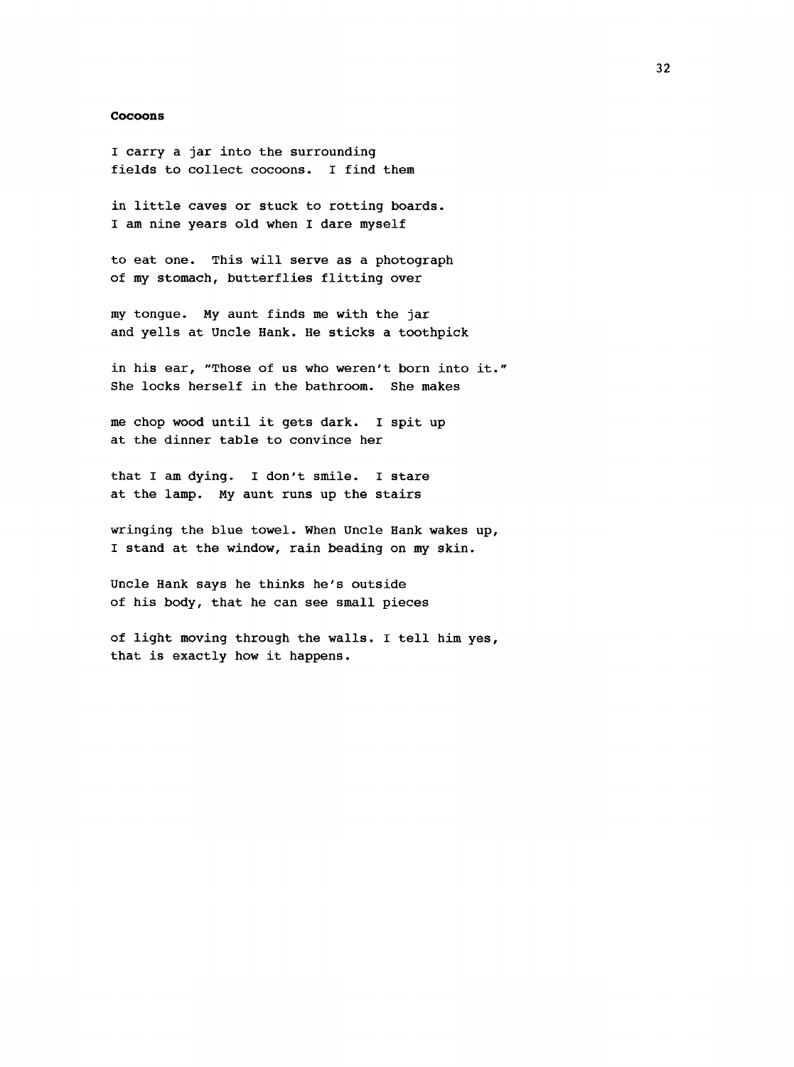**Cocoons**

I carry a jar into the surrounding  
fields to collect cocoons. I find them

in little caves or stuck to rotting boards.  
I am nine years old when I dare myself

to eat one. This will serve as a photograph  
of my stomach, butterflies flitting over

my tongue. My aunt finds me with the jar  
and yells at Uncle Hank. He sticks a toothpick

in his ear, "Those of us who weren't born into it."  
She locks herself in the bathroom. She makes

me chop wood until it gets dark. I spit up  
at the dinner table to convince her

that I am dying. I don't smile. I stare  
at the lamp. My aunt runs up the stairs

wringing the blue towel. When Uncle Hank wakes up,  
I stand at the window, rain beading on my skin.

Uncle Hank says he thinks he's outside  
of his body, that he can see small pieces

of light moving through the walls. I tell him yes,  
that is exactly how it happens.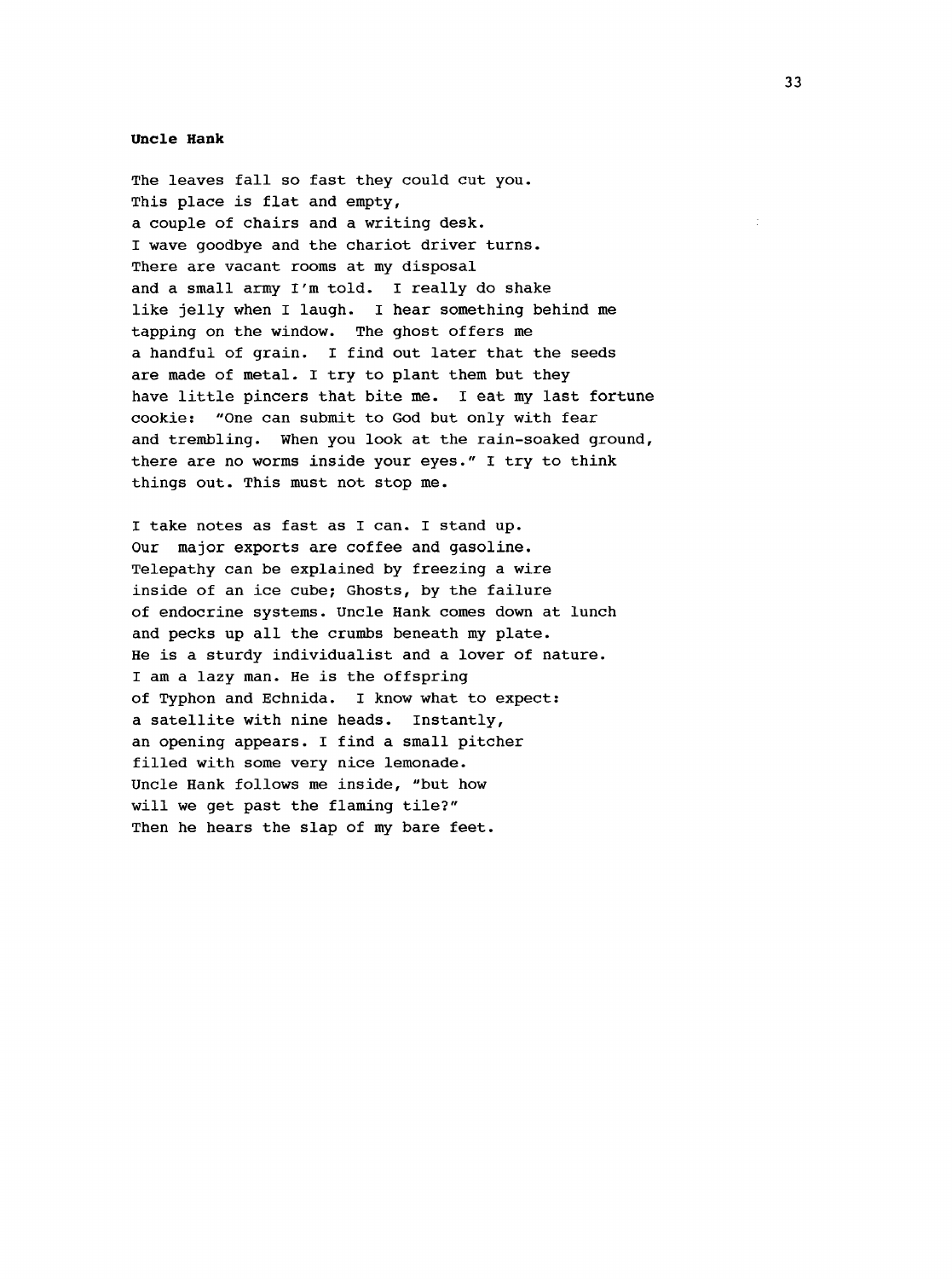**Uncle Hank**

The leaves fall so fast they could cut you.  
This place is flat and empty,  
a couple of chairs and a writing desk.  
I wave goodbye and the chariot driver turns.  
There are vacant rooms at my disposal  
and a small army I'm told. I really do shake  
like jelly when I laugh. I hear something behind me  
tapping on the window. The ghost offers me  
a handful of grain. I find out later that the seeds  
are made of metal. I try to plant them but they  
have little pincers that bite me. I eat my last fortune  
cookie: "One can submit to God but only with fear  
and trembling. When you look at the rain-soaked ground,  
there are no worms inside your eyes." I try to think  
things out. This must not stop me.

I take notes as fast as I can. I stand up.  
Our major exports are coffee and gasoline.  
Telepathy can be explained by freezing a wire  
inside of an ice cube; Ghosts, by the failure  
of endocrine systems. Uncle Hank comes down at lunch  
and pecks up all the crumbs beneath my plate.  
He is a sturdy individualist and a lover of nature.  
I am a lazy man. He is the offspring  
of Typhon and Echnida. I know what to expect:  
a satellite with nine heads. Instantly,  
an opening appears. I find a small pitcher  
filled with some very nice lemonade.  
Uncle Hank follows me inside, "but how  
will we get past the flaming tile?"  
Then he hears the slap of my bare feet.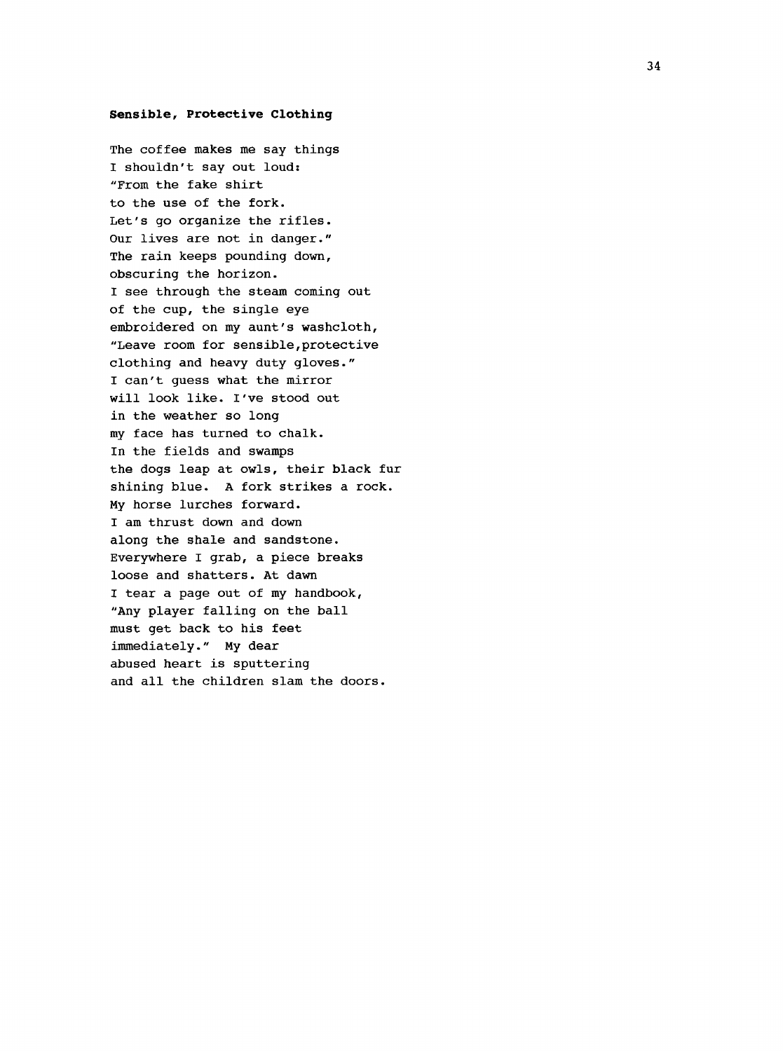**Sensible, Protective Clothing**

The coffee makes me say things  
I shouldn't say out loud:  
"From the fake shirt  
to the use of the fork.  
Let's go organize the rifles.  
Our lives are not in danger."  
The rain keeps pounding down,  
obscuring the horizon.  
I see through the steam coming out  
of the cup, the single eye  
embroidered on my aunt's washcloth,  
"Leave room for sensible,protective  
clothing and heavy duty gloves."  
I can't guess what the mirror  
will look like. I've stood out  
in the weather so long  
my face has turned to chalk.  
In the fields and swamps  
the dogs leap at owls, their black fur  
shining blue. A fork strikes a rock.  
My horse lurches forward.  
I am thrust down and down  
along the shale and sandstone.  
Everywhere I grab, a piece breaks  
loose and shatters. At dawn  
I tear a page out of my handbook,  
"Any player falling on the ball  
must get back to his feet  
immediately." My dear  
abused heart is sputtering  
and all the children slam the doors.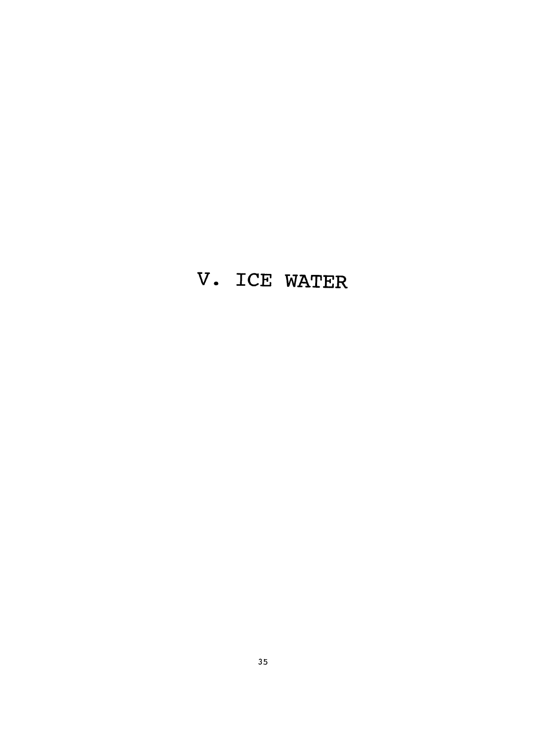# V. ICE WATER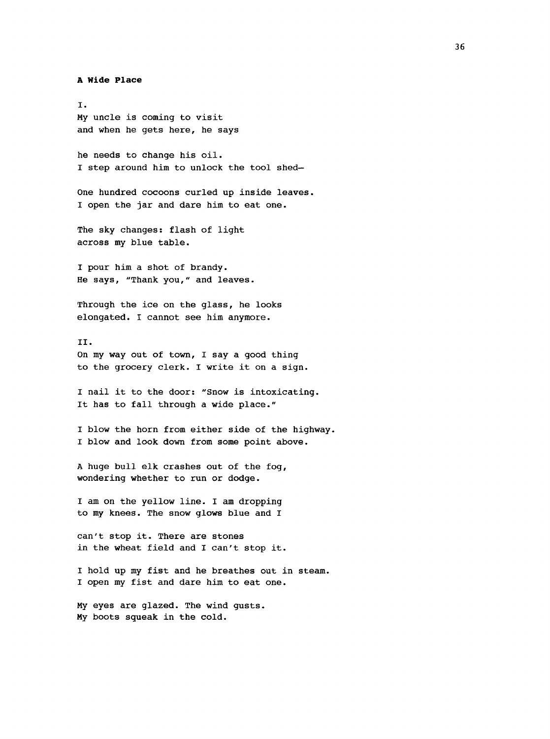**A Wide Place**

I.

My uncle is coming to visit
and when he gets here, he says

he needs to change his oil.
I step around him to unlock the tool shed–

One hundred cocoons curled up inside leaves.
I open the jar and dare him to eat one.

The sky changes: flash of light
across my blue table.

I pour him a shot of brandy.
He says, "Thank you," and leaves.

Through the ice on the glass, he looks
elongated. I cannot see him anymore.

II.

On my way out of town, I say a good thing
to the grocery clerk. I write it on a sign.

I nail it to the door: "Snow is intoxicating.
It has to fall through a wide place."

I blow the horn from either side of the highway.
I blow and look down from some point above.

A huge bull elk crashes out of the fog,
wondering whether to run or dodge.

I am on the yellow line. I am dropping
to my knees. The snow glows blue and I

can't stop it. There are stones
in the wheat field and I can't stop it.

I hold up my fist and he breathes out in steam.
I open my fist and dare him to eat one.

My eyes are glazed. The wind gusts.
My boots squeak in the cold.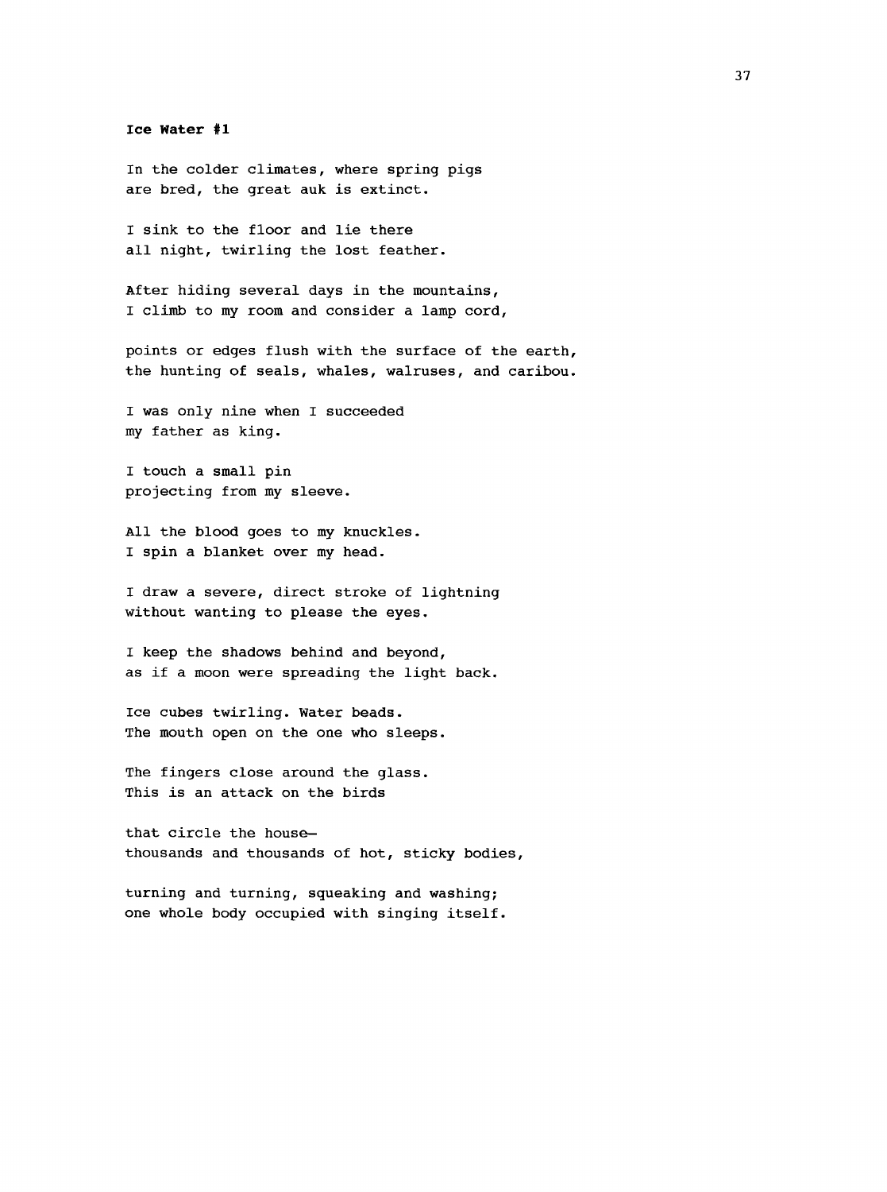**Ice Water #1**

In the colder climates, where spring pigs
are bred, the great auk is extinct.

I sink to the floor and lie there
all night, twirling the lost feather.

After hiding several days in the mountains,
I climb to my room and consider a lamp cord,

points or edges flush with the surface of the earth,
the hunting of seals, whales, walruses, and caribou.

I was only nine when I succeeded
my father as king.

I touch a small pin
projecting from my sleeve.

All the blood goes to my knuckles.
I spin a blanket over my head.

I draw a severe, direct stroke of lightning
without wanting to please the eyes.

I keep the shadows behind and beyond,
as if a moon were spreading the light back.

Ice cubes twirling. Water beads.
The mouth open on the one who sleeps.

The fingers close around the glass.
This is an attack on the birds

that circle the house—
thousands and thousands of hot, sticky bodies,

turning and turning, squeaking and washing;
one whole body occupied with singing itself.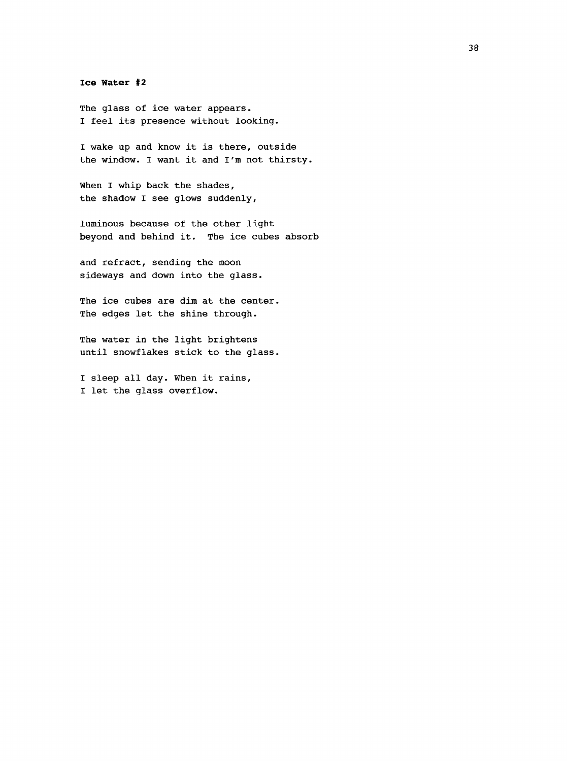**Ice Water #2**

The glass of ice water appears.  
I feel its presence without looking.

I wake up and know it is there, outside  
the window. I want it and I'm not thirsty.

When I whip back the shades,  
the shadow I see glows suddenly,

luminous because of the other light  
beyond and behind it. The ice cubes absorb

and refract, sending the moon  
sideways and down into the glass.

The ice cubes are dim at the center.  
The edges let the shine through.

The water in the light brightens  
until snowflakes stick to the glass.

I sleep all day. When it rains,  
I let the glass overflow.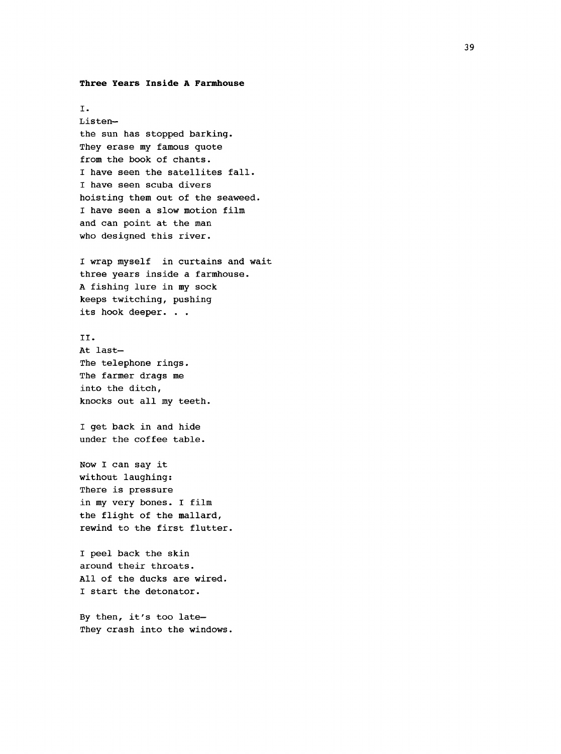**Three Years Inside A Farmhouse**

I.  
Listen—  
the sun has stopped barking.  
They erase my famous quote  
from the book of chants.  
I have seen the satellites fall.  
I have seen scuba divers  
hoisting them out of the seaweed.  
I have seen a slow motion film  
and can point at the man  
who designed this river.

I wrap myself in curtains and wait  
three years inside a farmhouse.  
A fishing lure in my sock  
keeps twitching, pushing  
its hook deeper. . .

II.  
At last—  
The telephone rings.  
The farmer drags me  
into the ditch,  
knocks out all my teeth.

I get back in and hide  
under the coffee table.

Now I can say it  
without laughing:  
There is pressure  
in my very bones. I film  
the flight of the mallard,  
rewind to the first flutter.

I peel back the skin  
around their throats.  
All of the ducks are wired.  
I start the detonator.

By then, it's too late—  
They crash into the windows.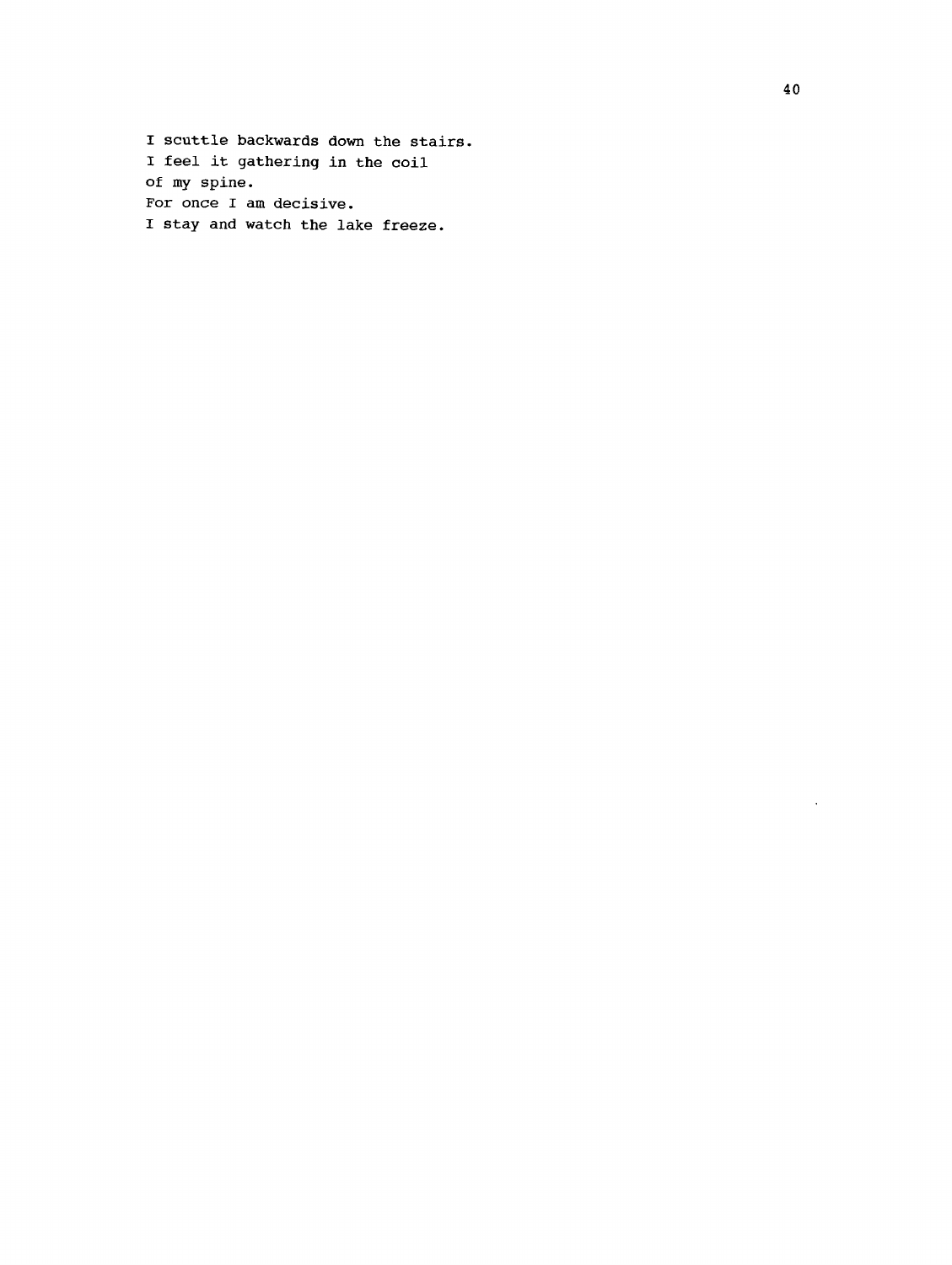I scuttle backwards down the stairs.  
I feel it gathering in the coil  
of my spine.  
For once I am decisive.  
I stay and watch the lake freeze.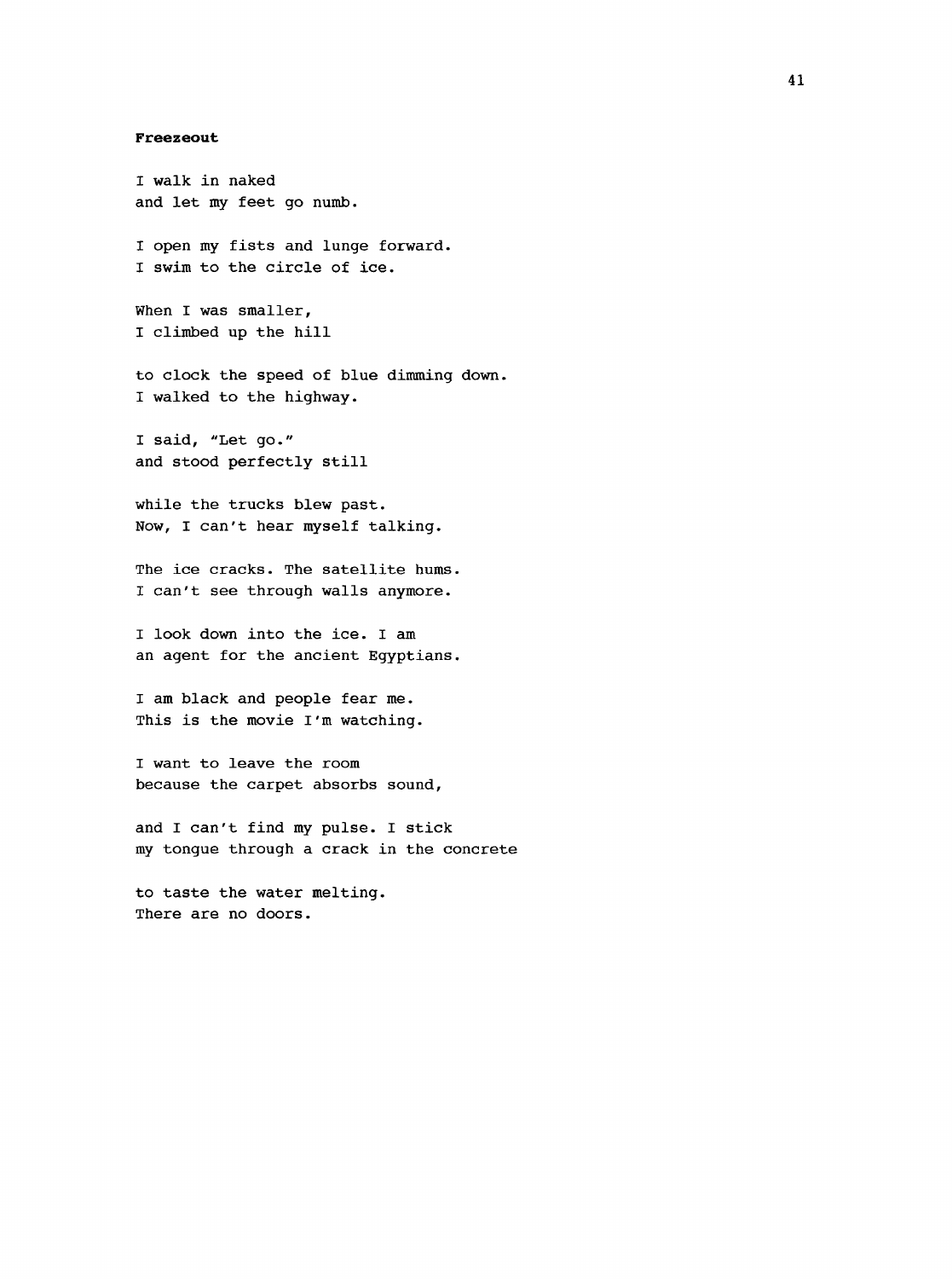**Freezeout**

I walk in naked  
and let my feet go numb.

I open my fists and lunge forward.  
I swim to the circle of ice.

When I was smaller,  
I climbed up the hill

to clock the speed of blue dimming down.  
I walked to the highway.

I said, "Let go."  
and stood perfectly still

while the trucks blew past.  
Now, I can't hear myself talking.

The ice cracks. The satellite hums.  
I can't see through walls anymore.

I look down into the ice. I am  
an agent for the ancient Egyptians.

I am black and people fear me.  
This is the movie I'm watching.

I want to leave the room  
because the carpet absorbs sound,

and I can't find my pulse. I stick  
my tongue through a crack in the concrete

to taste the water melting.  
There are no doors.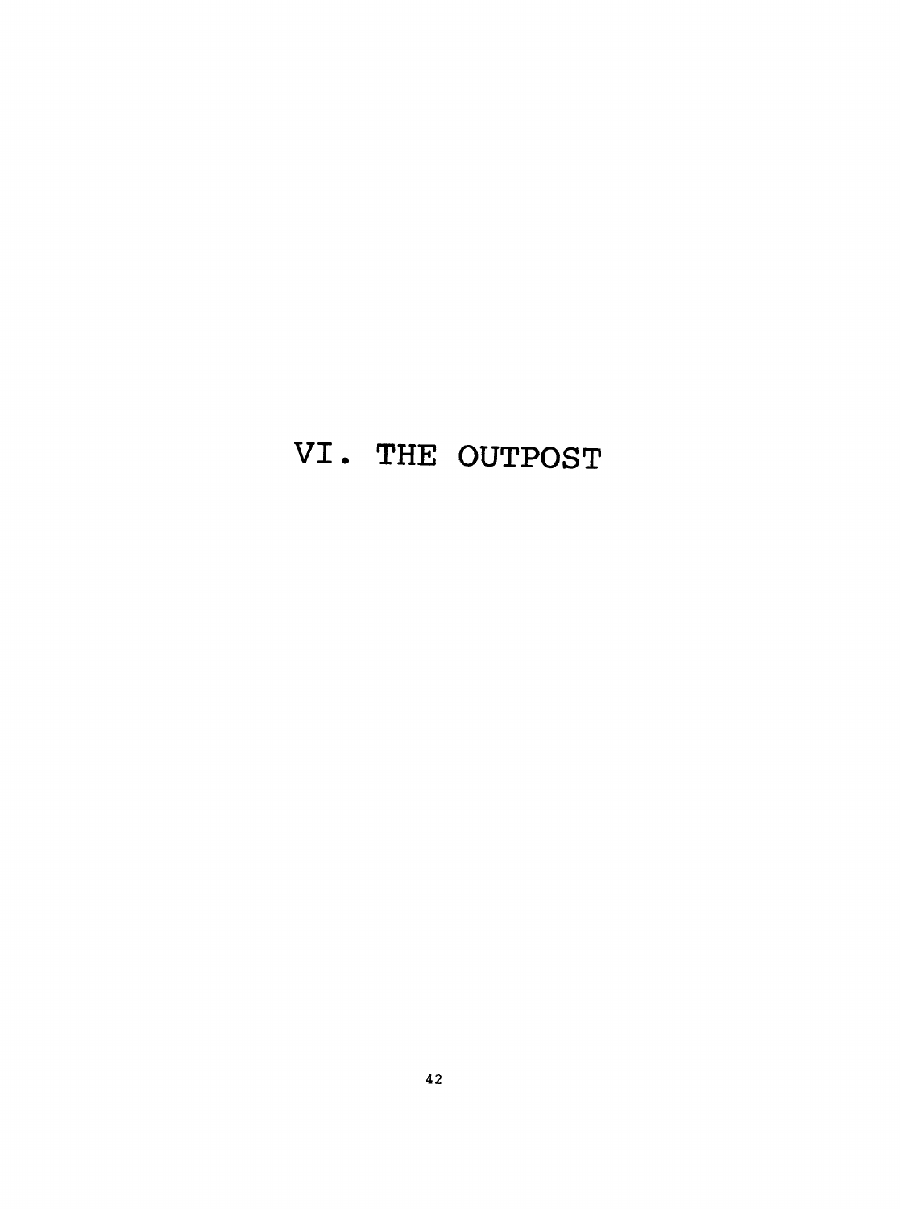# VI. THE OUTPOST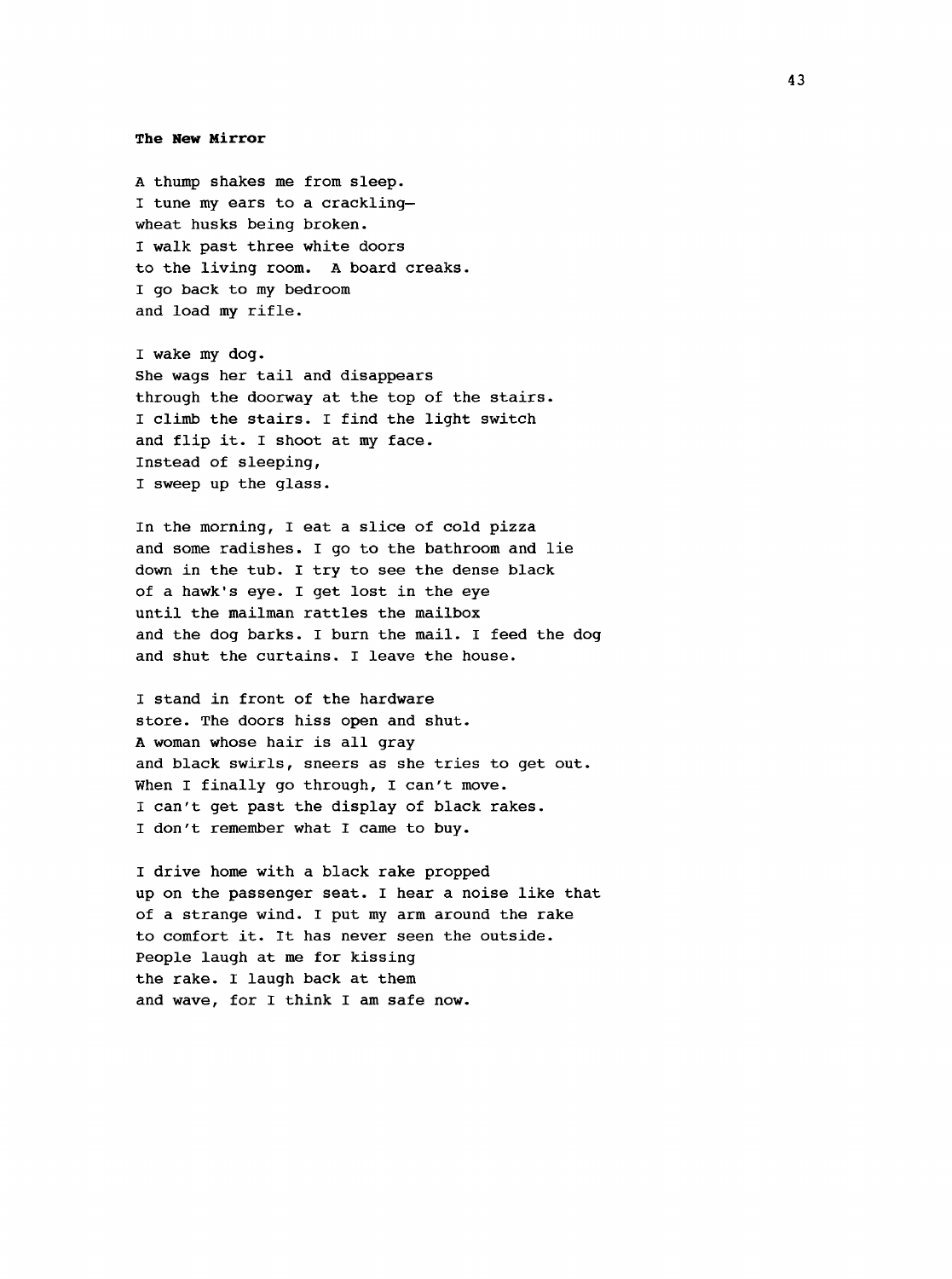**The New Mirror**

A thump shakes me from sleep.  
I tune my ears to a crackling—  
wheat husks being broken.  
I walk past three white doors  
to the living room. A board creaks.  
I go back to my bedroom  
and load my rifle.

I wake my dog.  
She wags her tail and disappears  
through the doorway at the top of the stairs.  
I climb the stairs. I find the light switch  
and flip it. I shoot at my face.  
Instead of sleeping,  
I sweep up the glass.

In the morning, I eat a slice of cold pizza  
and some radishes. I go to the bathroom and lie  
down in the tub. I try to see the dense black  
of a hawk's eye. I get lost in the eye  
until the mailman rattles the mailbox  
and the dog barks. I burn the mail. I feed the dog  
and shut the curtains. I leave the house.

I stand in front of the hardware  
store. The doors hiss open and shut.  
A woman whose hair is all gray  
and black swirls, sneers as she tries to get out.  
When I finally go through, I can't move.  
I can't get past the display of black rakes.  
I don't remember what I came to buy.

I drive home with a black rake propped  
up on the passenger seat. I hear a noise like that  
of a strange wind. I put my arm around the rake  
to comfort it. It has never seen the outside.  
People laugh at me for kissing  
the rake. I laugh back at them  
and wave, for I think I am safe now.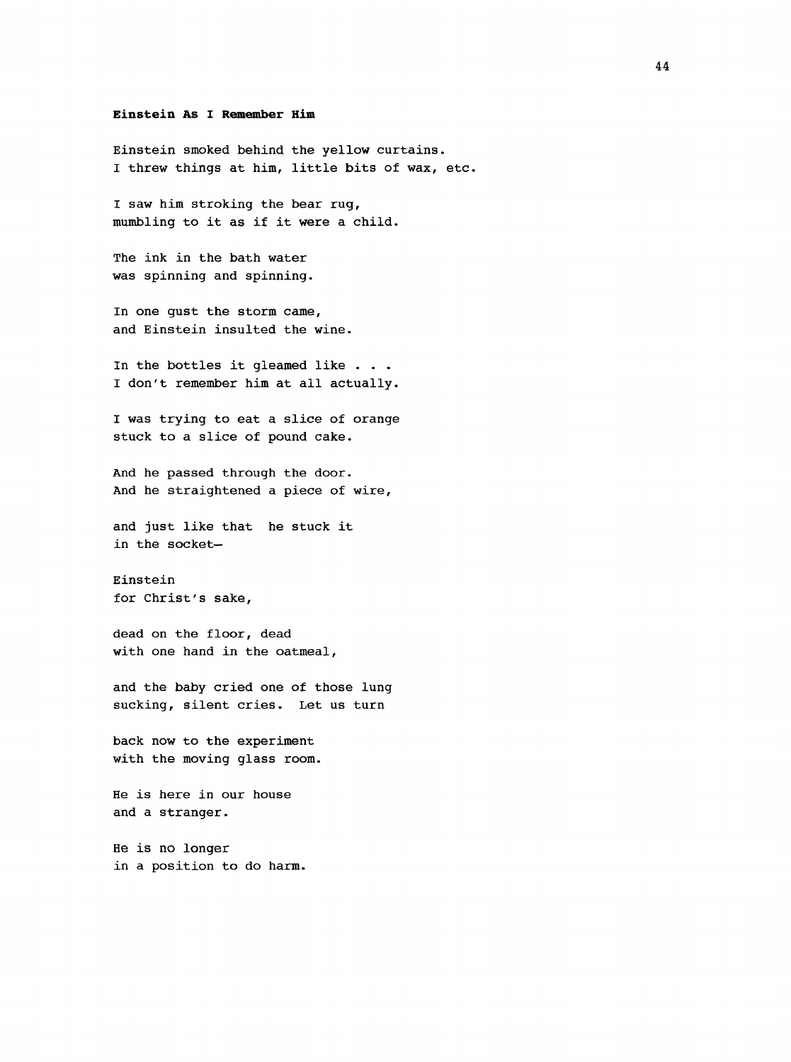**Einstein As I Remember Him**

Einstein smoked behind the yellow curtains.  
I threw things at him, little bits of wax, etc.

I saw him stroking the bear rug,  
mumbling to it as if it were a child.

The ink in the bath water  
was spinning and spinning.

In one gust the storm came,  
and Einstein insulted the wine.

In the bottles it gleamed like . . .  
I don't remember him at all actually.

I was trying to eat a slice of orange  
stuck to a slice of pound cake.

And he passed through the door.  
And he straightened a piece of wire,

and just like that  he stuck it  
in the socket—

Einstein  
for Christ's sake,

dead on the floor, dead  
with one hand in the oatmeal,

and the baby cried one of those lung  
sucking, silent cries.  Let us turn

back now to the experiment  
with the moving glass room.

He is here in our house  
and a stranger.

He is no longer  
in a position to do harm.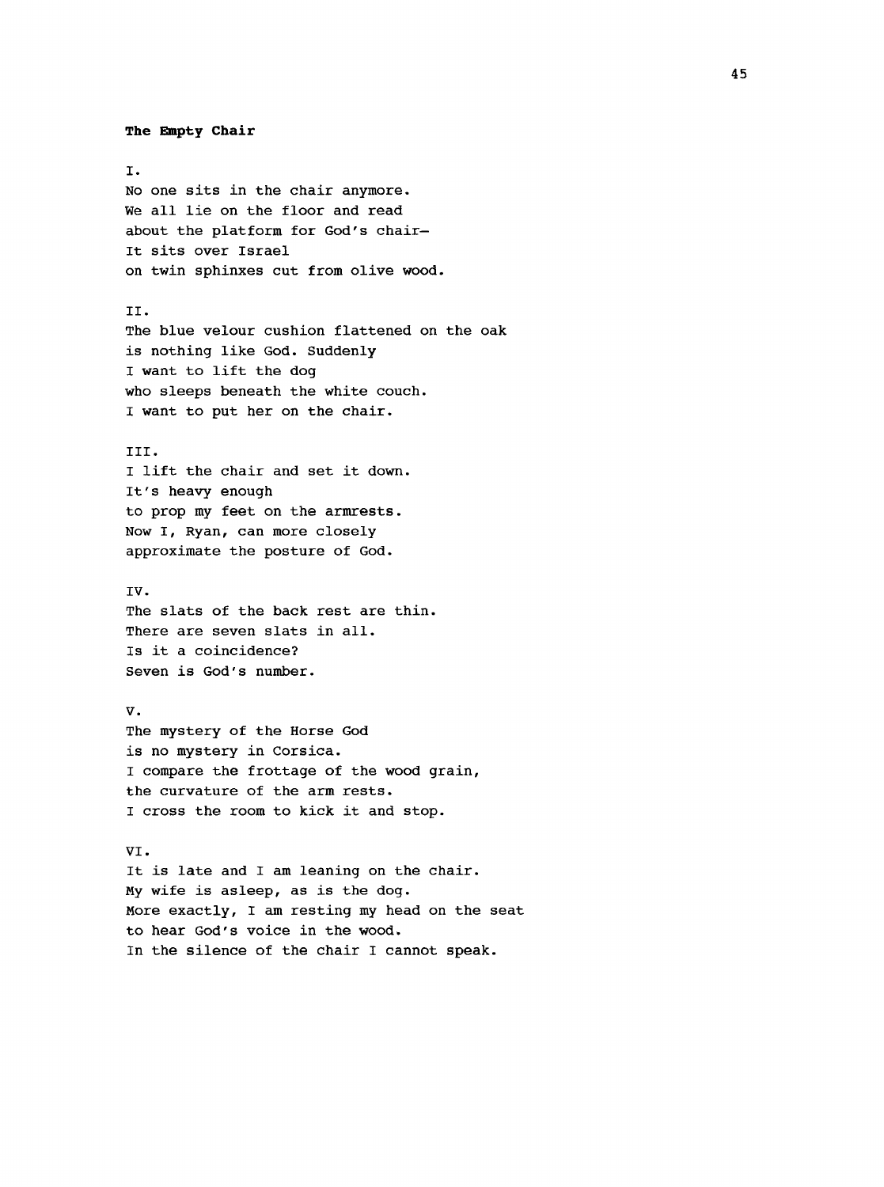**The Empty Chair**

I.  
No one sits in the chair anymore.  
We all lie on the floor and read  
about the platform for God's chair–  
It sits over Israel  
on twin sphinxes cut from olive wood.

II.  
The blue velour cushion flattened on the oak  
is nothing like God. Suddenly  
I want to lift the dog  
who sleeps beneath the white couch.  
I want to put her on the chair.

III.  
I lift the chair and set it down.  
It's heavy enough  
to prop my feet on the armrests.  
Now I, Ryan, can more closely  
approximate the posture of God.

IV.  
The slats of the back rest are thin.  
There are seven slats in all.  
Is it a coincidence?  
Seven is God's number.

V.  
The mystery of the Horse God  
is no mystery in Corsica.  
I compare the frottage of the wood grain,  
the curvature of the arm rests.  
I cross the room to kick it and stop.

VI.  
It is late and I am leaning on the chair.  
My wife is asleep, as is the dog.  
More exactly, I am resting my head on the seat  
to hear God's voice in the wood.  
In the silence of the chair I cannot speak.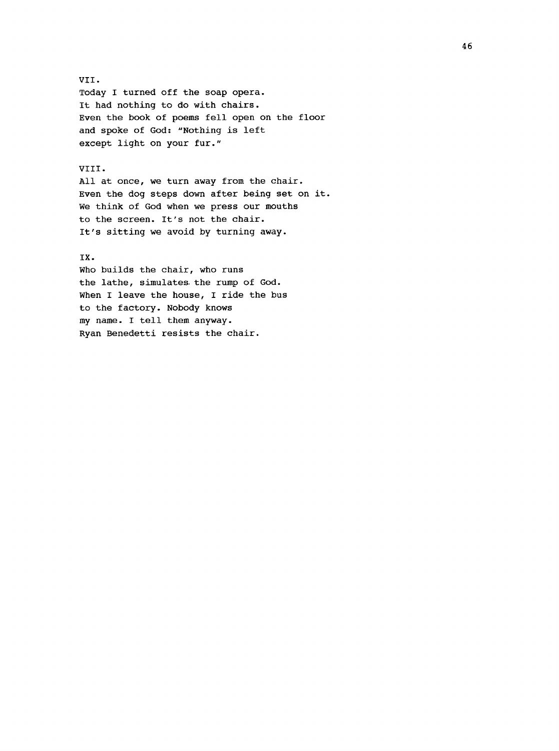VII.
Today I turned off the soap opera.
It had nothing to do with chairs.
Even the book of poems fell open on the floor
and spoke of God: "Nothing is left
except light on your fur."

VIII.
All at once, we turn away from the chair.
Even the dog steps down after being set on it.
We think of God when we press our mouths
to the screen. It's not the chair.
It's sitting we avoid by turning away.

IX.
Who builds the chair, who runs
the lathe, simulates the rump of God.
When I leave the house, I ride the bus
to the factory. Nobody knows
my name. I tell them anyway.
Ryan Benedetti resists the chair.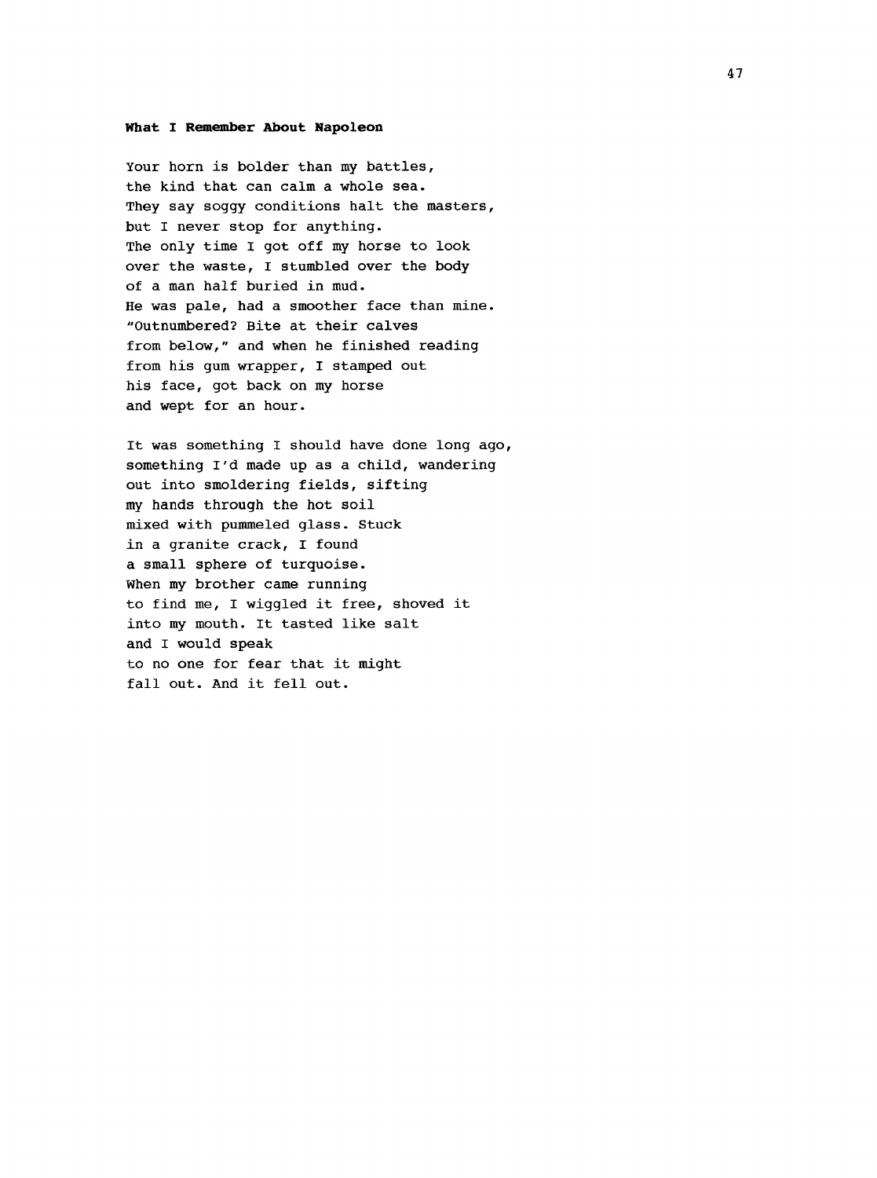### **What I Remember About Napoleon**

Your horn is bolder than my battles,  
the kind that can calm a whole sea.  
They say soggy conditions halt the masters,  
but I never stop for anything.  
The only time I got off my horse to look  
over the waste, I stumbled over the body  
of a man half buried in mud.  
He was pale, had a smoother face than mine.  
"Outnumbered? Bite at their calves  
from below," and when he finished reading  
from his gum wrapper, I stamped out  
his face, got back on my horse  
and wept for an hour.

It was something I should have done long ago,  
something I'd made up as a child, wandering  
out into smoldering fields, sifting  
my hands through the hot soil  
mixed with pummeled glass. Stuck  
in a granite crack, I found  
a small sphere of turquoise.  
When my brother came running  
to find me, I wiggled it free, shoved it  
into my mouth. It tasted like salt  
and I would speak  
to no one for fear that it might  
fall out. And it fell out.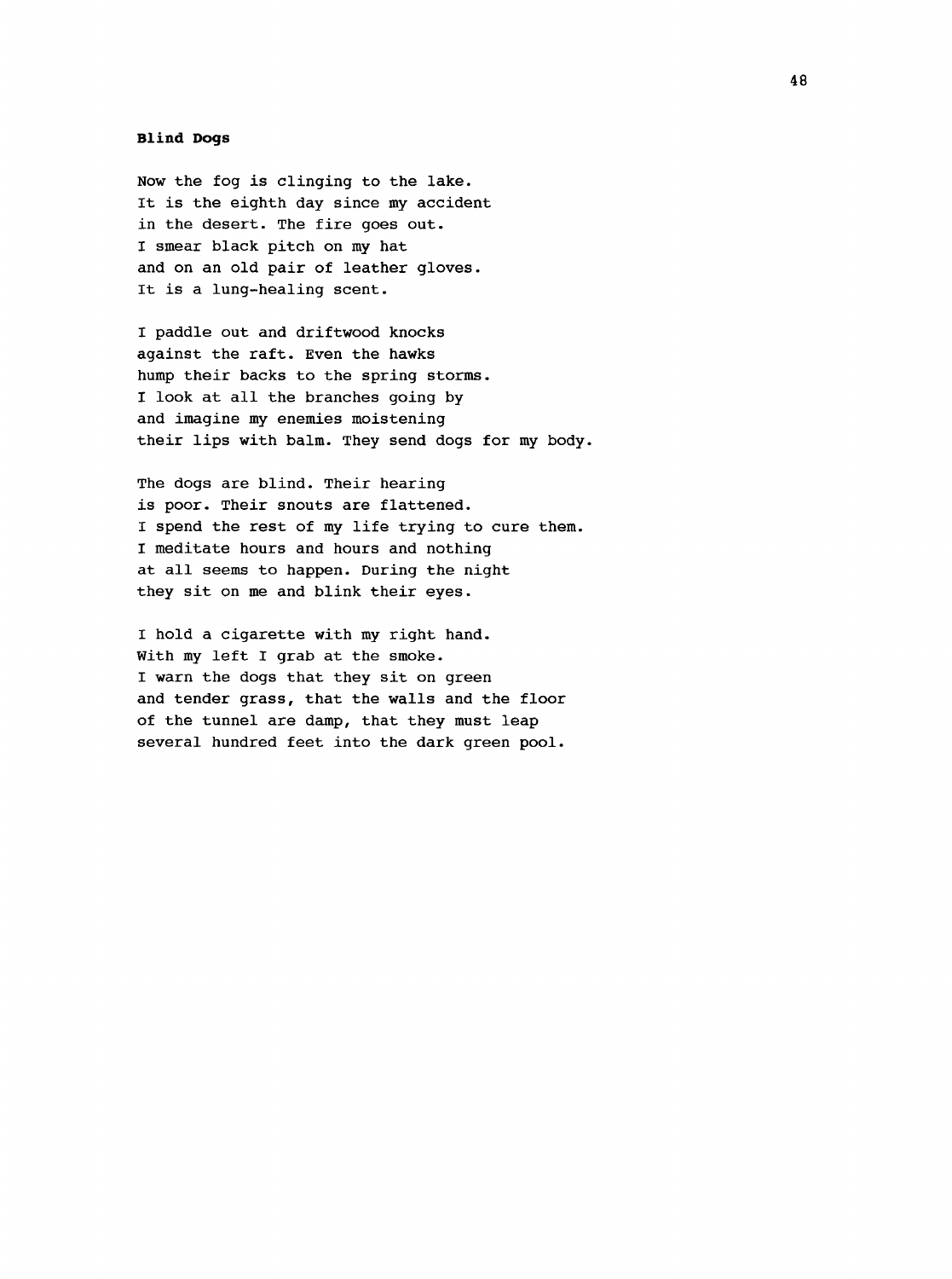**Blind Dogs**

Now the fog is clinging to the lake.
It is the eighth day since my accident
in the desert. The fire goes out.
I smear black pitch on my hat
and on an old pair of leather gloves.
It is a lung-healing scent.

I paddle out and driftwood knocks
against the raft. Even the hawks
hump their backs to the spring storms.
I look at all the branches going by
and imagine my enemies moistening
their lips with balm. They send dogs for my body.

The dogs are blind. Their hearing
is poor. Their snouts are flattened.
I spend the rest of my life trying to cure them.
I meditate hours and hours and nothing
at all seems to happen. During the night
they sit on me and blink their eyes.

I hold a cigarette with my right hand.
With my left I grab at the smoke.
I warn the dogs that they sit on green
and tender grass, that the walls and the floor
of the tunnel are damp, that they must leap
several hundred feet into the dark green pool.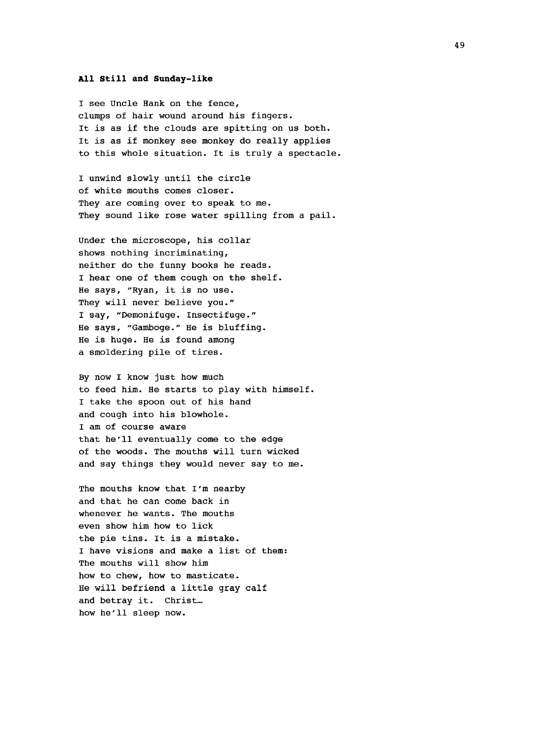**All Still and Sunday-like**

I see Uncle Hank on the fence,
clumps of hair wound around his fingers.
It is as if the clouds are spitting on us both.
It is as if monkey see monkey do really applies
to this whole situation. It is truly a spectacle.

I unwind slowly until the circle
of white mouths comes closer.
They are coming over to speak to me.
They sound like rose water spilling from a pail.

Under the microscope, his collar
shows nothing incriminating,
neither do the funny books he reads.
I hear one of them cough on the shelf.
He says, "Ryan, it is no use.
They will never believe you."
I say, "Demonifuge. Insectifuge."
He says, "Gamboge." He is bluffing.
He is huge. He is found among
a smoldering pile of tires.

By now I know just how much
to feed him. He starts to play with himself.
I take the spoon out of his hand
and cough into his blowhole.
I am of course aware
that he'll eventually come to the edge
of the woods. The mouths will turn wicked
and say things they would never say to me.

The mouths know that I'm nearby
and that he can come back in
whenever he wants. The mouths
even show him how to lick
the pie tins. It is a mistake.
I have visions and make a list of them:
The mouths will show him
how to chew, how to masticate.
He will befriend a little gray calf
and betray it. Christ…
how he'll sleep now.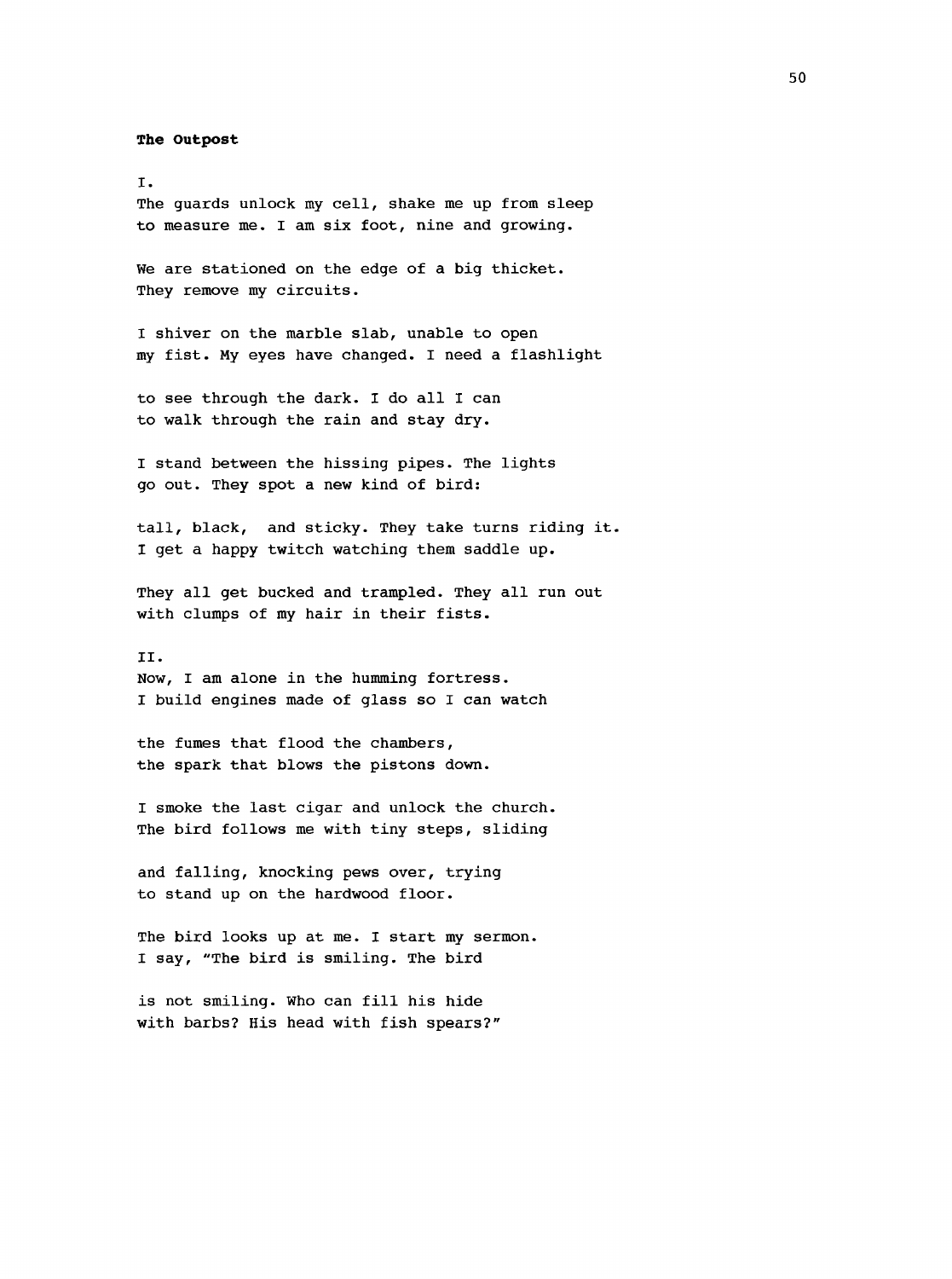**The Outpost**

I.

The guards unlock my cell, shake me up from sleep  
to measure me. I am six foot, nine and growing.

We are stationed on the edge of a big thicket.  
They remove my circuits.

I shiver on the marble slab, unable to open  
my fist. My eyes have changed. I need a flashlight

to see through the dark. I do all I can  
to walk through the rain and stay dry.

I stand between the hissing pipes. The lights  
go out. They spot a new kind of bird:

tall, black, and sticky. They take turns riding it.  
I get a happy twitch watching them saddle up.

They all get bucked and trampled. They all run out  
with clumps of my hair in their fists.

II.

Now, I am alone in the humming fortress.  
I build engines made of glass so I can watch

the fumes that flood the chambers,  
the spark that blows the pistons down.

I smoke the last cigar and unlock the church.  
The bird follows me with tiny steps, sliding

and falling, knocking pews over, trying  
to stand up on the hardwood floor.

The bird looks up at me. I start my sermon.  
I say, "The bird is smiling. The bird

is not smiling. Who can fill his hide  
with barbs? His head with fish spears?"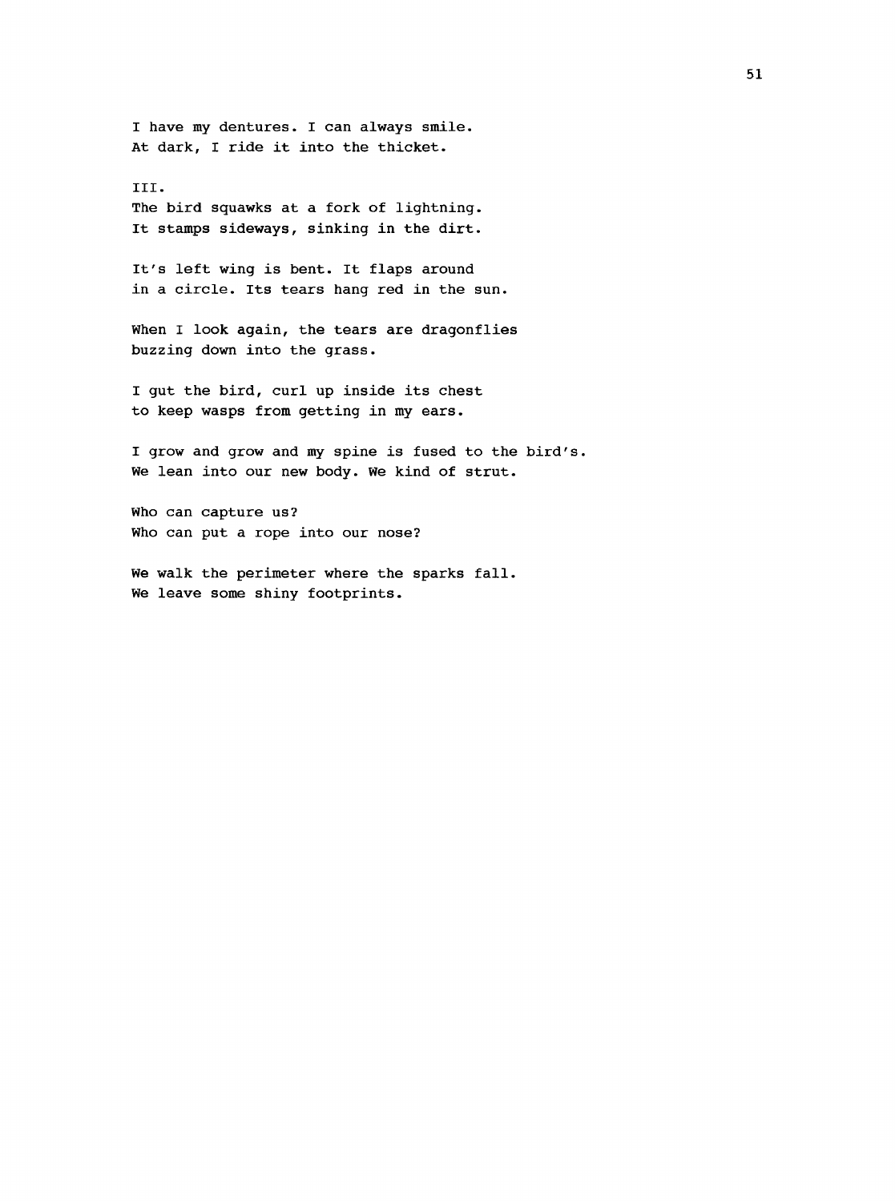I have my dentures. I can always smile.
At dark, I ride it into the thicket.

III.

The bird squawks at a fork of lightning.
It stamps sideways, sinking in the dirt.

It's left wing is bent. It flaps around
in a circle. Its tears hang red in the sun.

When I look again, the tears are dragonflies
buzzing down into the grass.

I gut the bird, curl up inside its chest
to keep wasps from getting in my ears.

I grow and grow and my spine is fused to the bird's.
We lean into our new body. We kind of strut.

Who can capture us?
Who can put a rope into our nose?

We walk the perimeter where the sparks fall.
We leave some shiny footprints.